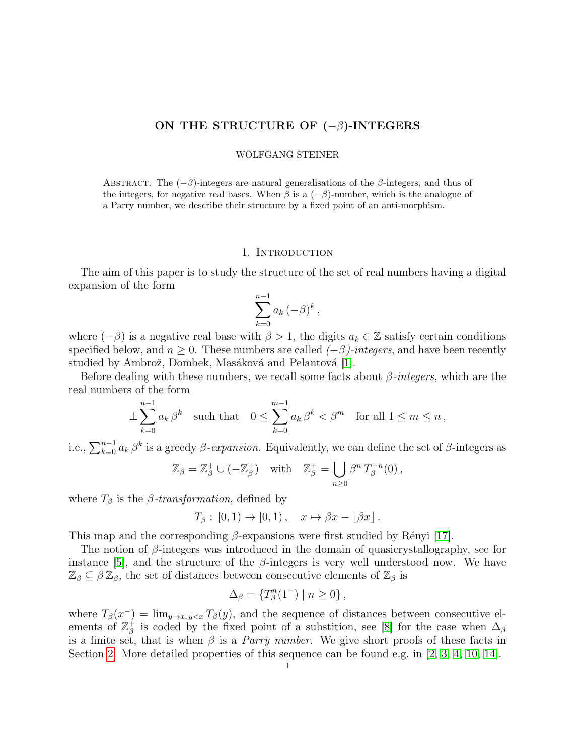# ON THE STRUCTURE OF $(-\beta)$-INTEGERS

WOLFGANG STEINER

Abstract. The $(-\beta)$-integers are natural generalisations of the $\beta$-integers, and thus of the integers, for negative real bases. When $\beta$ is a $(-\beta)$-number, which is the analogue of a Parry number, we describe their structure by a fixed point of an anti-morphism.

## 1. Introduction

The aim of this paper is to study the structure of the set of real numbers having a digital expansion of the form

$$\sum_{k=0}^{n-1} a_k \, (-\beta)^k \, ,$$

where $(-\beta)$ is a negative real base with $\beta > 1$, the digits $a_k \in \mathbb{Z}$ satisfy certain conditions specified below, and $n \geq 0$. These numbers are called *$(-\beta)$-integers*, and have been recently studied by Ambrož, Dombek, Masáková and Pelantová [1].

Before dealing with these numbers, we recall some facts about *$\beta$-integers*, which are the real numbers of the form

$$\pm \sum_{k=0}^{n-1} a_k \, \beta^k \quad \text{such that} \quad 0 \leq \sum_{k=0}^{m-1} a_k \, \beta^k < \beta^m \quad \text{for all } 1 \leq m \leq n \, ,$$

i.e., $\sum_{k=0}^{n-1} a_k \, \beta^k$ is a greedy *$\beta$-expansion*. Equivalently, we can define the set of $\beta$-integers as

$$\mathbb{Z}_\beta = \mathbb{Z}_\beta^+ \cup (-\mathbb{Z}_\beta^+) \quad \text{with} \quad \mathbb{Z}_\beta^+ = \bigcup_{n \geq 0} \beta^n \, T_\beta^{-n}(0) \, ,$$

where $T_\beta$ is the *$\beta$-transformation*, defined by

$$T_\beta : \, [0,1) \to [0,1) \, , \quad x \mapsto \beta x - \lfloor \beta x \rfloor \, .$$

This map and the corresponding $\beta$-expansions were first studied by Rényi [17].

The notion of $\beta$-integers was introduced in the domain of quasicrystallography, see for instance [5], and the structure of the $\beta$-integers is very well understood now. We have $\mathbb{Z}_\beta \subseteq \beta \, \mathbb{Z}_\beta$, the set of distances between consecutive elements of $\mathbb{Z}_\beta$ is

$$\Delta_\beta = \{T_\beta^n(1^-) \mid n \geq 0\} \, ,$$

where $T_\beta(x^-) = \lim_{y \to x, y < x} T_\beta(y)$, and the sequence of distances between consecutive elements of $\mathbb{Z}_\beta^+$ is coded by the fixed point of a substition, see [8] for the case when $\Delta_\beta$ is a finite set, that is when $\beta$ is a *Parry number*. We give short proofs of these facts in Section 2. More detailed properties of this sequence can be found e.g. in [2, 3, 4, 10, 14].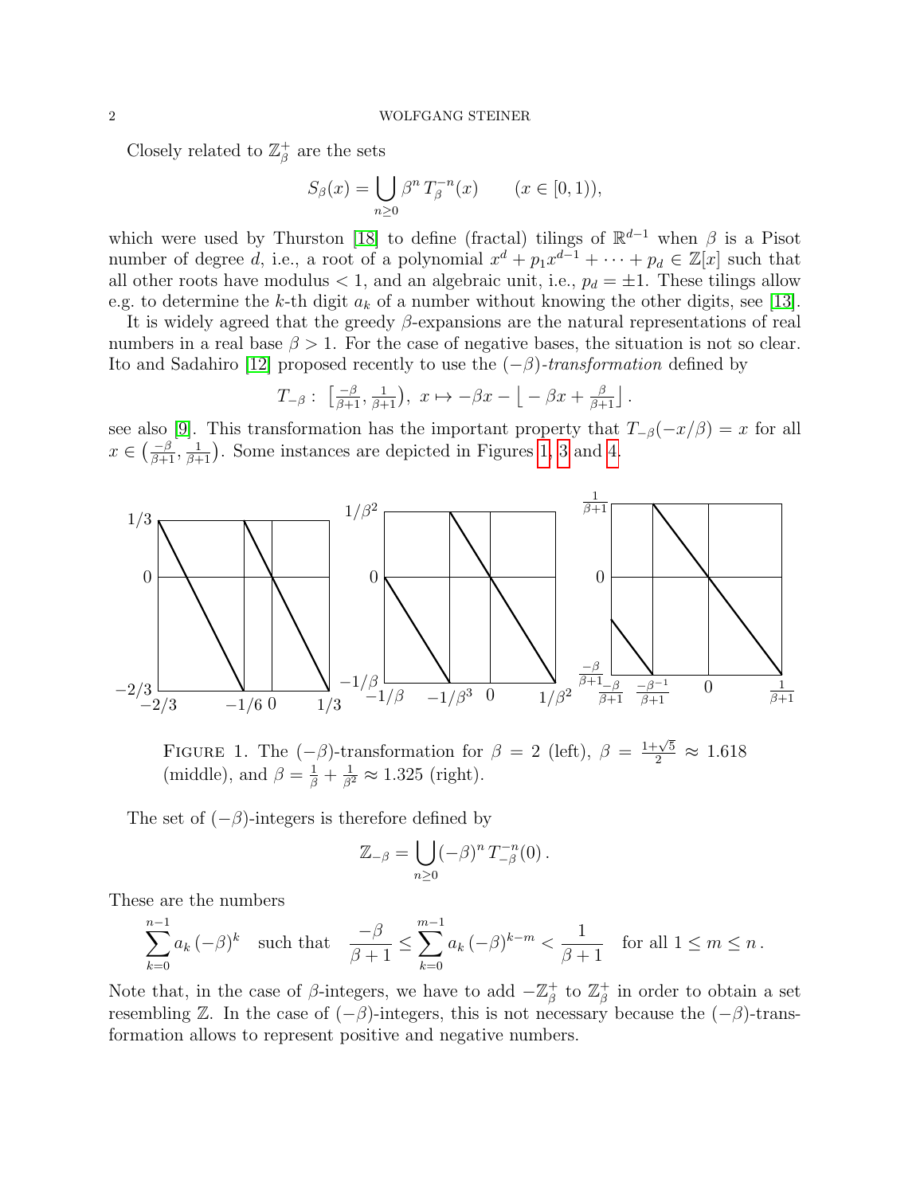Closely related to $\mathbb{Z}_\beta^+$ are the sets

$$S_\beta(x) = \bigcup_{n\geq 0} \beta^n \, T_\beta^{-n}(x) \qquad (x \in [0,1)),$$

which were used by Thurston [18] to define (fractal) tilings of $\mathbb{R}^{d-1}$ when $\beta$ is a Pisot number of degree $d$, i.e., a root of a polynomial $x^d + p_1 x^{d-1} + \cdots + p_d \in \mathbb{Z}[x]$ such that all other roots have modulus $< 1$, and an algebraic unit, i.e., $p_d = \pm 1$. These tilings allow e.g. to determine the $k$-th digit $a_k$ of a number without knowing the other digits, see [13].

It is widely agreed that the greedy $\beta$-expansions are the natural representations of real numbers in a real base $\beta > 1$. For the case of negative bases, the situation is not so clear. Ito and Sadahiro [12] proposed recently to use the $(-\beta)$-*transformation* defined by

$$T_{-\beta} : \left[\tfrac{-\beta}{\beta+1}, \tfrac{1}{\beta+1}\right),\ x \mapsto -\beta x - \left\lfloor -\beta x + \tfrac{\beta}{\beta+1} \right\rfloor .$$

see also [9]. This transformation has the important property that $T_{-\beta}(-x/\beta) = x$ for all $x \in \left(\frac{-\beta}{\beta+1}, \frac{1}{\beta+1}\right)$. Some instances are depicted in Figures 1, 3 and 4.

FIGURE 1. The $(-\beta)$-transformation for $\beta = 2$ (left), $\beta = \frac{1+\sqrt{5}}{2} \approx 1.618$ (middle), and $\beta = \frac{1}{\beta} + \frac{1}{\beta^2} \approx 1.325$ (right).

The set of $(-\beta)$-integers is therefore defined by

$$\mathbb{Z}_{-\beta} = \bigcup_{n\geq 0} (-\beta)^n \, T_{-\beta}^{-n}(0) .$$

These are the numbers

$$\sum_{k=0}^{n-1} a_k \, (-\beta)^k \quad \text{such that} \quad \frac{-\beta}{\beta+1} \leq \sum_{k=0}^{m-1} a_k \, (-\beta)^{k-m} < \frac{1}{\beta+1} \quad \text{for all } 1 \leq m \leq n .$$

Note that, in the case of $\beta$-integers, we have to add $-\mathbb{Z}_\beta^+$ to $\mathbb{Z}_\beta^+$ in order to obtain a set resembling $\mathbb{Z}$. In the case of $(-\beta)$-integers, this is not necessary because the $(-\beta)$-transformation allows to represent positive and negative numbers.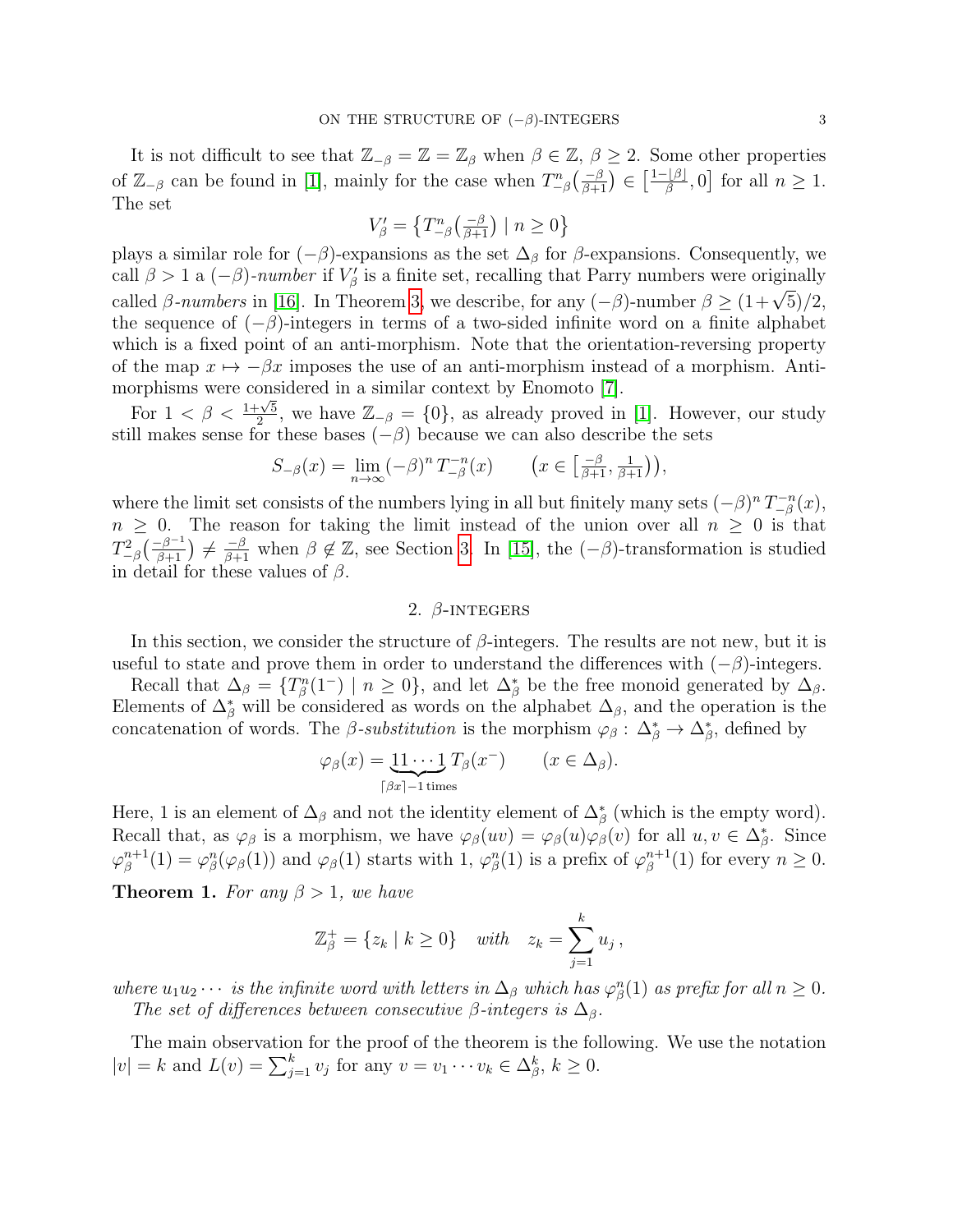It is not difficult to see that $\mathbb{Z}_{-\beta} = \mathbb{Z} = \mathbb{Z}_\beta$ when $\beta \in \mathbb{Z}$, $\beta \geq 2$. Some other properties of $\mathbb{Z}_{-\beta}$ can be found in [1], mainly for the case when $T^n_{-\beta}\big(\frac{-\beta}{\beta+1}\big) \in \big[\frac{1-\lfloor\beta\rfloor}{\beta}, 0\big]$ for all $n \geq 1$. The set

$$V'_\beta = \big\{T^n_{-\beta}\big(\tfrac{-\beta}{\beta+1}\big) \mid n \geq 0\big\}$$

plays a similar role for $(-\beta)$-expansions as the set $\Delta_\beta$ for $\beta$-expansions. Consequently, we call $\beta > 1$ a *$(-\beta)$-number* if $V'_\beta$ is a finite set, recalling that Parry numbers were originally called *$\beta$-numbers* in [16]. In Theorem 3, we describe, for any $(-\beta)$-number $\beta \geq (1+\sqrt{5})/2$, the sequence of $(-\beta)$-integers in terms of a two-sided infinite word on a finite alphabet which is a fixed point of an anti-morphism. Note that the orientation-reversing property of the map $x \mapsto -\beta x$ imposes the use of an anti-morphism instead of a morphism. Anti-morphisms were considered in a similar context by Enomoto [7].

For $1 < \beta < \frac{1+\sqrt{5}}{2}$, we have $\mathbb{Z}_{-\beta} = \{0\}$, as already proved in [1]. However, our study still makes sense for these bases $(-\beta)$ because we can also describe the sets

$$S_{-\beta}(x) = \lim_{n\to\infty} (-\beta)^n\, T^{-n}_{-\beta}(x) \qquad \big(x \in \big[\tfrac{-\beta}{\beta+1}, \tfrac{1}{\beta+1}\big)\big),$$

where the limit set consists of the numbers lying in all but finitely many sets $(-\beta)^n\, T^{-n}_{-\beta}(x)$, $n \geq 0$. The reason for taking the limit instead of the union over all $n \geq 0$ is that $T^2_{-\beta}\big(\frac{-\beta-1}{\beta+1}\big) \neq \frac{-\beta}{\beta+1}$ when $\beta \notin \mathbb{Z}$, see Section 3. In [15], the $(-\beta)$-transformation is studied in detail for these values of $\beta$.

## 2. $\beta$-integers

In this section, we consider the structure of $\beta$-integers. The results are not new, but it is useful to state and prove them in order to understand the differences with $(-\beta)$-integers.

Recall that $\Delta_\beta = \{T^n_\beta(1^-) \mid n \geq 0\}$, and let $\Delta^*_\beta$ be the free monoid generated by $\Delta_\beta$. Elements of $\Delta^*_\beta$ will be considered as words on the alphabet $\Delta_\beta$, and the operation is the concatenation of words. The *$\beta$-substitution* is the morphism $\varphi_\beta : \Delta^*_\beta \to \Delta^*_\beta$, defined by

$$\varphi_\beta(x) = \underbrace{11\cdots 1}_{\lceil\beta x\rceil - 1\text{ times}} T_\beta(x^-) \qquad (x \in \Delta_\beta).$$

Here, 1 is an element of $\Delta_\beta$ and not the identity element of $\Delta^*_\beta$ (which is the empty word). Recall that, as $\varphi_\beta$ is a morphism, we have $\varphi_\beta(uv) = \varphi_\beta(u)\varphi_\beta(v)$ for all $u, v \in \Delta^*_\beta$. Since $\varphi^{n+1}_\beta(1) = \varphi^n_\beta(\varphi_\beta(1))$ and $\varphi_\beta(1)$ starts with 1, $\varphi^n_\beta(1)$ is a prefix of $\varphi^{n+1}_\beta(1)$ for every $n \geq 0$.

**Theorem 1.** *For any $\beta > 1$, we have*

$$\mathbb{Z}^+_\beta = \{z_k \mid k \geq 0\} \quad \text{with} \quad z_k = \sum_{j=1}^{k} u_j\,,$$

*where $u_1u_2\cdots$ is the infinite word with letters in $\Delta_\beta$ which has $\varphi^n_\beta(1)$ as prefix for all $n \geq 0$.*

*The set of differences between consecutive $\beta$-integers is $\Delta_\beta$.*

The main observation for the proof of the theorem is the following. We use the notation $|v| = k$ and $L(v) = \sum_{j=1}^{k} v_j$ for any $v = v_1 \cdots v_k \in \Delta^k_\beta$, $k \geq 0$.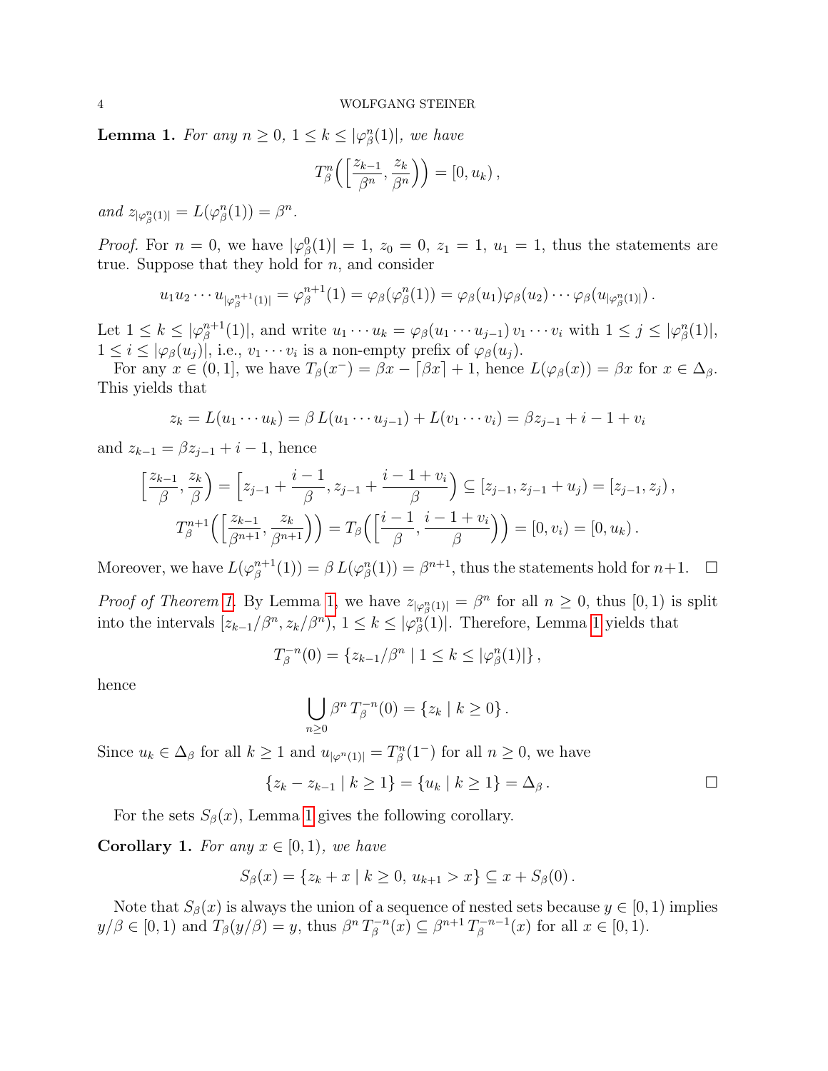**Lemma 1.** *For any $n \geq 0$, $1 \leq k \leq |\varphi_\beta^n(1)|$, we have*

$$T_\beta^n\Big(\Big[\frac{z_{k-1}}{\beta^n}, \frac{z_k}{\beta^n}\Big)\Big) = [0, u_k)\,,$$

*and $z_{|\varphi_\beta^n(1)|} = L(\varphi_\beta^n(1)) = \beta^n$.*

*Proof.* For $n = 0$, we have $|\varphi_\beta^0(1)| = 1$, $z_0 = 0$, $z_1 = 1$, $u_1 = 1$, thus the statements are true. Suppose that they hold for $n$, and consider

$$u_1 u_2 \cdots u_{|\varphi_\beta^{n+1}(1)|} = \varphi_\beta^{n+1}(1) = \varphi_\beta(\varphi_\beta^n(1)) = \varphi_\beta(u_1)\varphi_\beta(u_2)\cdots\varphi_\beta(u_{|\varphi_\beta^n(1)|})\,.$$

Let $1 \leq k \leq |\varphi_\beta^{n+1}(1)|$, and write $u_1 \cdots u_k = \varphi_\beta(u_1 \cdots u_{j-1})\, v_1 \cdots v_i$ with $1 \leq j \leq |\varphi_\beta^n(1)|$, $1 \leq i \leq |\varphi_\beta(u_j)|$, i.e., $v_1 \cdots v_i$ is a non-empty prefix of $\varphi_\beta(u_j)$.

For any $x \in (0, 1]$, we have $T_\beta(x^-) = \beta x - \lceil \beta x \rceil + 1$, hence $L(\varphi_\beta(x)) = \beta x$ for $x \in \Delta_\beta$. This yields that

$$z_k = L(u_1 \cdots u_k) = \beta\, L(u_1 \cdots u_{j-1}) + L(v_1 \cdots v_i) = \beta z_{j-1} + i - 1 + v_i$$

and $z_{k-1} = \beta z_{j-1} + i - 1$, hence

$$\Big[\frac{z_{k-1}}{\beta}, \frac{z_k}{\beta}\Big) = \Big[z_{j-1} + \frac{i-1}{\beta}, z_{j-1} + \frac{i-1+v_i}{\beta}\Big) \subseteq [z_{j-1}, z_{j-1} + u_j) = [z_{j-1}, z_j)\,,$$

$$T_\beta^{n+1}\Big(\Big[\frac{z_{k-1}}{\beta^{n+1}}, \frac{z_k}{\beta^{n+1}}\Big)\Big) = T_\beta\Big(\Big[\frac{i-1}{\beta}, \frac{i-1+v_i}{\beta}\Big)\Big) = [0, v_i) = [0, u_k)\,.$$

Moreover, we have $L(\varphi_\beta^{n+1}(1)) = \beta\, L(\varphi_\beta^n(1)) = \beta^{n+1}$, thus the statements hold for $n+1$. $\square$

*Proof of Theorem 1.* By Lemma 1, we have $z_{|\varphi_\beta^n(1)|} = \beta^n$ for all $n \geq 0$, thus $[0, 1)$ is split into the intervals $[z_{k-1}/\beta^n, z_k/\beta^n)$, $1 \leq k \leq |\varphi_\beta^n(1)|$. Therefore, Lemma 1 yields that

$$T_\beta^{-n}(0) = \{z_{k-1}/\beta^n \mid 1 \leq k \leq |\varphi_\beta^n(1)|\}\,,$$

hence

$$\bigcup_{n \geq 0} \beta^n\, T_\beta^{-n}(0) = \{z_k \mid k \geq 0\}\,.$$

Since $u_k \in \Delta_\beta$ for all $k \geq 1$ and $u_{|\varphi^n(1)|} = T_\beta^n(1^-)$ for all $n \geq 0$, we have

$$\{z_k - z_{k-1} \mid k \geq 1\} = \{u_k \mid k \geq 1\} = \Delta_\beta\,. \qquad \square$$

For the sets $S_\beta(x)$, Lemma 1 gives the following corollary.

**Corollary 1.** *For any $x \in [0, 1)$, we have*

$$S_\beta(x) = \{z_k + x \mid k \geq 0,\ u_{k+1} > x\} \subseteq x + S_\beta(0)\,.$$

Note that $S_\beta(x)$ is always the union of a sequence of nested sets because $y \in [0, 1)$ implies $y/\beta \in [0, 1)$ and $T_\beta(y/\beta) = y$, thus $\beta^n\, T_\beta^{-n}(x) \subseteq \beta^{n+1}\, T_\beta^{-n-1}(x)$ for all $x \in [0, 1)$.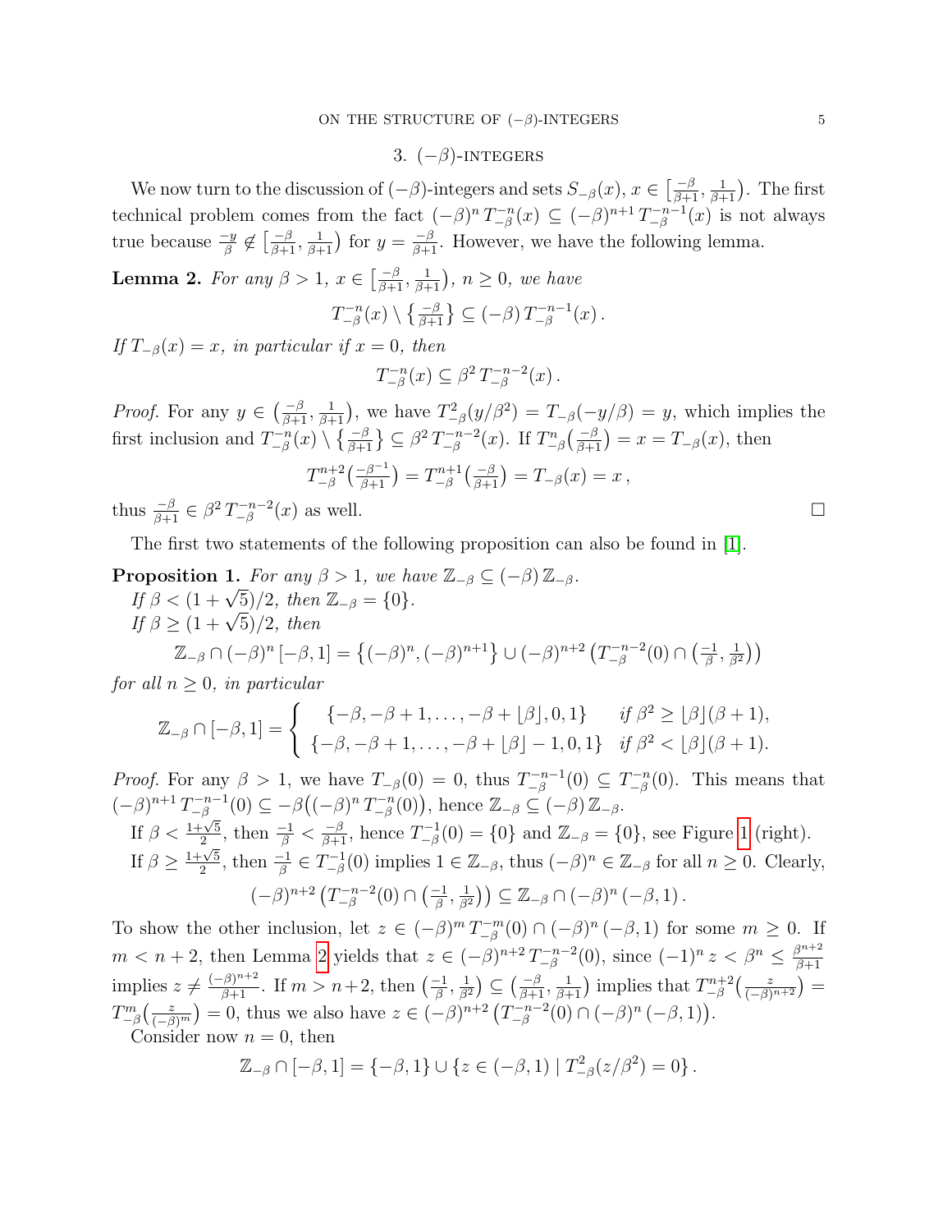## 3. $(-\beta)$-integers

We now turn to the discussion of $(-\beta)$-integers and sets $S_{-\beta}(x)$, $x \in \big[\frac{-\beta}{\beta+1}, \frac{1}{\beta+1}\big)$. The first technical problem comes from the fact $(-\beta)^n\, T_{-\beta}^{-n}(x) \subseteq (-\beta)^{n+1}\, T_{-\beta}^{-n-1}(x)$ is not always true because $\frac{-y}{\beta} \notin \big[\frac{-\beta}{\beta+1}, \frac{1}{\beta+1}\big)$ for $y = \frac{-\beta}{\beta+1}$. However, we have the following lemma.

**Lemma 2.** *For any $\beta > 1$, $x \in \big[\frac{-\beta}{\beta+1}, \frac{1}{\beta+1}\big)$, $n \geq 0$, we have*

$$T_{-\beta}^{-n}(x) \setminus \big\{\tfrac{-\beta}{\beta+1}\big\} \subseteq (-\beta)\, T_{-\beta}^{-n-1}(x)\,.$$

*If $T_{-\beta}(x) = x$, in particular if $x = 0$, then*

$$T_{-\beta}^{-n}(x) \subseteq \beta^2\, T_{-\beta}^{-n-2}(x)\,.$$

*Proof.* For any $y \in \big(\frac{-\beta}{\beta+1}, \frac{1}{\beta+1}\big)$, we have $T_{-\beta}^2(y/\beta^2) = T_{-\beta}(-y/\beta) = y$, which implies the first inclusion and $T_{-\beta}^{-n}(x) \setminus \big\{\frac{-\beta}{\beta+1}\big\} \subseteq \beta^2\, T_{-\beta}^{-n-2}(x)$. If $T_{-\beta}^n\big(\frac{-\beta}{\beta+1}\big) = x = T_{-\beta}(x)$, then

$$T_{-\beta}^{n+2}\big(\tfrac{-\beta^{-1}}{\beta+1}\big) = T_{-\beta}^{n+1}\big(\tfrac{-\beta}{\beta+1}\big) = T_{-\beta}(x) = x\,,$$

thus $\frac{-\beta}{\beta+1} \in \beta^2\, T_{-\beta}^{-n-2}(x)$ as well. $\square$

The first two statements of the following proposition can also be found in [1].

**Proposition 1.** *For any $\beta > 1$, we have $\mathbb{Z}_{-\beta} \subseteq (-\beta)\, \mathbb{Z}_{-\beta}$.*
*If $\beta < (1+\sqrt{5})/2$, then $\mathbb{Z}_{-\beta} = \{0\}$.*
*If $\beta \geq (1+\sqrt{5})/2$, then*

$$\mathbb{Z}_{-\beta} \cap (-\beta)^n\,[-\beta, 1] = \big\{(-\beta)^n, (-\beta)^{n+1}\big\} \cup (-\beta)^{n+2}\, \big(T_{-\beta}^{-n-2}(0) \cap \big(\tfrac{-1}{\beta}, \tfrac{1}{\beta^2}\big)\big)$$

*for all $n \geq 0$, in particular*

$$\mathbb{Z}_{-\beta} \cap [-\beta, 1] = \begin{cases} \{-\beta, -\beta+1, \ldots, -\beta+\lfloor\beta\rfloor, 0, 1\} & \text{if } \beta^2 \geq \lfloor\beta\rfloor(\beta+1), \\ \{-\beta, -\beta+1, \ldots, -\beta+\lfloor\beta\rfloor-1, 0, 1\} & \text{if } \beta^2 < \lfloor\beta\rfloor(\beta+1). \end{cases}$$

*Proof.* For any $\beta > 1$, we have $T_{-\beta}(0) = 0$, thus $T_{-\beta}^{-n-1}(0) \subseteq T_{-\beta}^{-n}(0)$. This means that $(-\beta)^{n+1}\, T_{-\beta}^{-n-1}(0) \subseteq -\beta\big((-\beta)^n\, T_{-\beta}^{-n}(0)\big)$, hence $\mathbb{Z}_{-\beta} \subseteq (-\beta)\, \mathbb{Z}_{-\beta}$.

If $\beta < \frac{1+\sqrt{5}}{2}$, then $\frac{-1}{\beta} < \frac{-\beta}{\beta+1}$, hence $T_{-\beta}^{-1}(0) = \{0\}$ and $\mathbb{Z}_{-\beta} = \{0\}$, see Figure 1 (right).

If $\beta \geq \frac{1+\sqrt{5}}{2}$, then $\frac{-1}{\beta} \in T_{-\beta}^{-1}(0)$ implies $1 \in \mathbb{Z}_{-\beta}$, thus $(-\beta)^n \in \mathbb{Z}_{-\beta}$ for all $n \geq 0$. Clearly,

$$(-\beta)^{n+2}\, \big(T_{-\beta}^{-n-2}(0) \cap \big(\tfrac{-1}{\beta}, \tfrac{1}{\beta^2}\big)\big) \subseteq \mathbb{Z}_{-\beta} \cap (-\beta)^n\,(-\beta, 1)\,.$$

To show the other inclusion, let $z \in (-\beta)^m\, T_{-\beta}^{-m}(0) \cap (-\beta)^n\,(-\beta, 1)$ for some $m \geq 0$. If $m < n+2$, then Lemma 2 yields that $z \in (-\beta)^{n+2}\, T_{-\beta}^{-n-2}(0)$, since $(-1)^n z < \beta^n \leq \frac{\beta^{n+2}}{\beta+1}$ implies $z \neq \frac{(-\beta)^{n+2}}{\beta+1}$. If $m > n+2$, then $\big(\frac{-1}{\beta}, \frac{1}{\beta^2}\big) \subseteq \big(\frac{-\beta}{\beta+1}, \frac{1}{\beta+1}\big)$ implies that $T_{-\beta}^{n+2}\big(\frac{z}{(-\beta)^{n+2}}\big) = T_{-\beta}^m\big(\frac{z}{(-\beta)^m}\big) = 0$, thus we also have $z \in (-\beta)^{n+2}\, \big(T_{-\beta}^{-n-2}(0) \cap (-\beta)^n\,(-\beta, 1)\big)$.

Consider now $n = 0$, then

$$\mathbb{Z}_{-\beta} \cap [-\beta, 1] = \{-\beta, 1\} \cup \{z \in (-\beta, 1) \mid T_{-\beta}^2(z/\beta^2) = 0\}\,.$$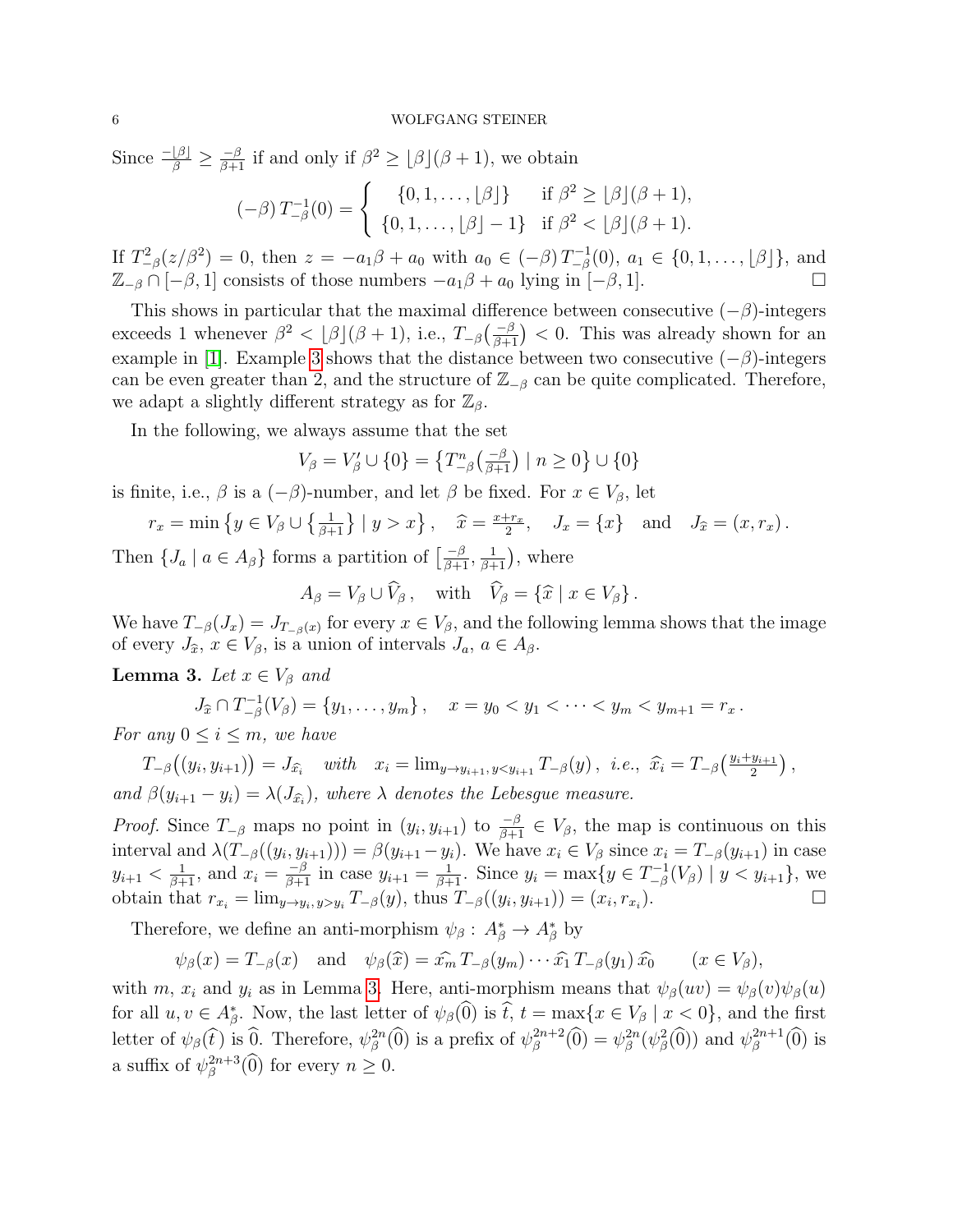Since $\frac{-\lfloor\beta\rfloor}{\beta} \geq \frac{-\beta}{\beta+1}$ if and only if $\beta^2 \geq \lfloor\beta\rfloor(\beta+1)$, we obtain

$$(-\beta)\, T_{-\beta}^{-1}(0) = \begin{cases} \{0,1,\ldots,\lfloor\beta\rfloor\} & \text{if } \beta^2 \geq \lfloor\beta\rfloor(\beta+1), \\ \{0,1,\ldots,\lfloor\beta\rfloor-1\} & \text{if } \beta^2 < \lfloor\beta\rfloor(\beta+1). \end{cases}$$

If $T_{-\beta}^2(z/\beta^2) = 0$, then $z = -a_1\beta + a_0$ with $a_0 \in (-\beta)\, T_{-\beta}^{-1}(0)$, $a_1 \in \{0,1,\ldots,\lfloor\beta\rfloor\}$, and $\mathbb{Z}_{-\beta} \cap [-\beta, 1]$ consists of those numbers $-a_1\beta + a_0$ lying in $[-\beta, 1]$. $\square$

This shows in particular that the maximal difference between consecutive $(-\beta)$-integers exceeds 1 whenever $\beta^2 < \lfloor\beta\rfloor(\beta+1)$, i.e., $T_{-\beta}\big(\frac{-\beta}{\beta+1}\big) < 0$. This was already shown for an example in [1]. Example 3 shows that the distance between two consecutive $(-\beta)$-integers can be even greater than 2, and the structure of $\mathbb{Z}_{-\beta}$ can be quite complicated. Therefore, we adapt a slightly different strategy as for $\mathbb{Z}_\beta$.

In the following, we always assume that the set

$$V_\beta = V'_\beta \cup \{0\} = \big\{T_{-\beta}^n\big(\tfrac{-\beta}{\beta+1}\big) \mid n \geq 0\big\} \cup \{0\}$$

is finite, i.e., $\beta$ is a $(-\beta)$-number, and let $\beta$ be fixed. For $x \in V_\beta$, let

$$r_x = \min\big\{y \in V_\beta \cup \big\{\tfrac{1}{\beta+1}\big\} \mid y > x\big\}, \quad \widehat{x} = \tfrac{x+r_x}{2}, \quad J_x = \{x\} \quad \text{and} \quad J_{\widehat{x}} = (x, r_x).$$

Then $\{J_a \mid a \in A_\beta\}$ forms a partition of $\big[\frac{-\beta}{\beta+1}, \frac{1}{\beta+1}\big)$, where

$$A_\beta = V_\beta \cup \widehat{V}_\beta, \quad \text{with} \quad \widehat{V}_\beta = \{\widehat{x} \mid x \in V_\beta\}.$$

We have $T_{-\beta}(J_x) = J_{T_{-\beta}(x)}$ for every $x \in V_\beta$, and the following lemma shows that the image of every $J_{\widehat{x}}$, $x \in V_\beta$, is a union of intervals $J_a$, $a \in A_\beta$.

**Lemma 3.** *Let $x \in V_\beta$ and*

$$J_{\widehat{x}} \cap T_{-\beta}^{-1}(V_\beta) = \{y_1, \ldots, y_m\}, \quad x = y_0 < y_1 < \cdots < y_m < y_{m+1} = r_x.$$

*For any $0 \leq i \leq m$, we have*

$$T_{-\beta}\big((y_i, y_{i+1})\big) = J_{\widehat{x_i}} \quad \textit{with} \quad x_i = \lim\nolimits_{y \to y_{i+1},\, y < y_{i+1}} T_{-\beta}(y), \ \textit{i.e.,}\ \widehat{x_i} = T_{-\beta}\big(\tfrac{y_i + y_{i+1}}{2}\big),$$

*and $\beta(y_{i+1} - y_i) = \lambda(J_{\widehat{x_i}})$, where $\lambda$ denotes the Lebesgue measure.*

*Proof.* Since $T_{-\beta}$ maps no point in $(y_i, y_{i+1})$ to $\frac{-\beta}{\beta+1} \in V_\beta$, the map is continuous on this interval and $\lambda(T_{-\beta}((y_i, y_{i+1}))) = \beta(y_{i+1} - y_i)$. We have $x_i \in V_\beta$ since $x_i = T_{-\beta}(y_{i+1})$ in case $y_{i+1} < \frac{1}{\beta+1}$, and $x_i = \frac{-\beta}{\beta+1}$ in case $y_{i+1} = \frac{1}{\beta+1}$. Since $y_i = \max\{y \in T_{-\beta}^{-1}(V_\beta) \mid y < y_{i+1}\}$, we obtain that $r_{x_i} = \lim_{y \to y_i,\, y > y_i} T_{-\beta}(y)$, thus $T_{-\beta}((y_i, y_{i+1})) = (x_i, r_{x_i})$. $\square$

Therefore, we define an anti-morphism $\psi_\beta : A_\beta^* \to A_\beta^*$ by

$$\psi_\beta(x) = T_{-\beta}(x) \quad \text{and} \quad \psi_\beta(\widehat{x}) = \widehat{x_m}\, T_{-\beta}(y_m) \cdots \widehat{x_1}\, T_{-\beta}(y_1)\, \widehat{x_0} \qquad (x \in V_\beta),$$

with $m$, $x_i$ and $y_i$ as in Lemma 3. Here, anti-morphism means that $\psi_\beta(uv) = \psi_\beta(v)\psi_\beta(u)$ for all $u, v \in A_\beta^*$. Now, the last letter of $\psi_\beta(\widehat{0})$ is $\widehat{t}$, $t = \max\{x \in V_\beta \mid x < 0\}$, and the first letter of $\psi_\beta(\widehat{t})$ is $\widehat{0}$. Therefore, $\psi_\beta^{2n}(\widehat{0})$ is a prefix of $\psi_\beta^{2n+2}(\widehat{0}) = \psi_\beta^{2n}(\psi_\beta^2(\widehat{0}))$ and $\psi_\beta^{2n+1}(\widehat{0})$ is a suffix of $\psi_\beta^{2n+3}(\widehat{0})$ for every $n \geq 0$.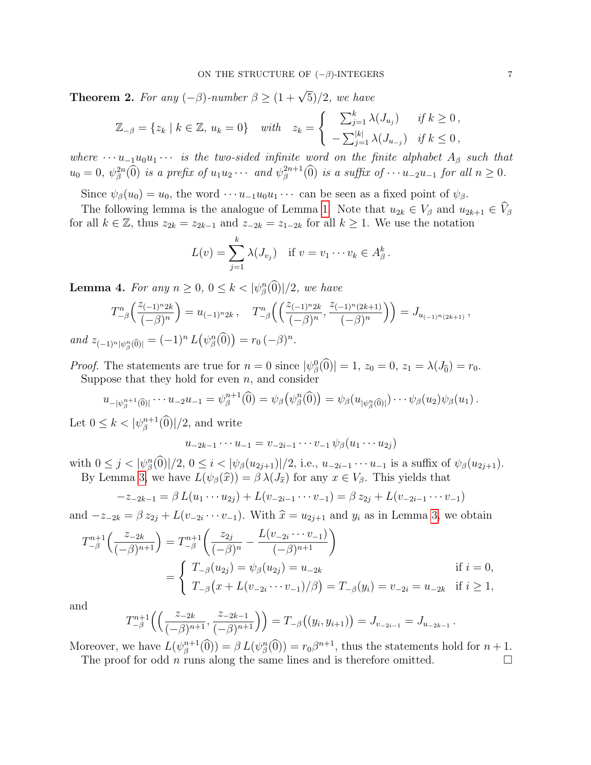**Theorem 2.** *For any $(-\beta)$-number $\beta \geq (1+\sqrt{5})/2$, we have*

$$\mathbb{Z}_{-\beta} = \{z_k \mid k \in \mathbb{Z},\, u_k = 0\} \quad \text{with} \quad z_k = \begin{cases} \sum_{j=1}^{k} \lambda(J_{u_j}) & \text{if } k \geq 0\,, \\ -\sum_{j=1}^{|k|} \lambda(J_{u_{-j}}) & \text{if } k \leq 0\,, \end{cases}$$

*where $\cdots u_{-1}u_0u_1\cdots$ is the two-sided infinite word on the finite alphabet $A_\beta$ such that $u_0 = 0$, $\psi_\beta^{2n}(\widehat{0})$ is a prefix of $u_1u_2\cdots$ and $\psi_\beta^{2n+1}(\widehat{0})$ is a suffix of $\cdots u_{-2}u_{-1}$ for all $n \geq 0$.*

Since $\psi_\beta(u_0) = u_0$, the word $\cdots u_{-1}u_0u_1\cdots$ can be seen as a fixed point of $\psi_\beta$.

The following lemma is the analogue of Lemma 1. Note that $u_{2k} \in V_\beta$ and $u_{2k+1} \in \widehat{V}_\beta$ for all $k \in \mathbb{Z}$, thus $z_{2k} = z_{2k-1}$ and $z_{-2k} = z_{1-2k}$ for all $k \geq 1$. We use the notation

$$L(v) = \sum_{j=1}^{k} \lambda(J_{v_j}) \quad \text{if } v = v_1\cdots v_k \in A_\beta^k\,.$$

**Lemma 4.** *For any $n \geq 0$, $0 \leq k < |\psi_\beta^n(\widehat{0})|/2$, we have*

$$T_{-\beta}^n\Big(\frac{z_{(-1)^n 2k}}{(-\beta)^n}\Big) = u_{(-1)^n 2k}\,, \quad T_{-\beta}^n\Big(\Big(\frac{z_{(-1)^n 2k}}{(-\beta)^n}, \frac{z_{(-1)^n(2k+1)}}{(-\beta)^{n}}\Big)\Big) = J_{u_{(-1)^n(2k+1)}}\,,$$

*and $z_{(-1)^n|\psi_\beta^n(\widehat{0})|} = (-1)^n\, L\big(\psi_\beta^n(\widehat{0})\big) = r_0\,(-\beta)^n$.*

*Proof.* The statements are true for $n = 0$ since $|\psi_\beta^0(\widehat{0})| = 1$, $z_0 = 0$, $z_1 = \lambda(J_{\widehat{0}}) = r_0$.

Suppose that they hold for even $n$, and consider

$$u_{-|\psi_\beta^{n+1}(\widehat{0})|}\cdots u_{-2}u_{-1} = \psi_\beta^{n+1}(\widehat{0}) = \psi_\beta\big(\psi_\beta^n(\widehat{0})\big) = \psi_\beta(u_{|\psi_\beta^n(\widehat{0})|})\cdots\psi_\beta(u_2)\psi_\beta(u_1)\,.$$

Let $0 \leq k < |\psi_\beta^{n+1}(\widehat{0})|/2$, and write

$$u_{-2k-1}\cdots u_{-1} = v_{-2i-1}\cdots v_{-1}\,\psi_\beta(u_1\cdots u_{2j})$$

with $0 \leq j < |\psi_\beta^n(\widehat{0})|/2$, $0 \leq i < |\psi_\beta(u_{2j+1})|/2$, i.e., $u_{-2i-1}\cdots u_{-1}$ is a suffix of $\psi_\beta(u_{2j+1})$.

By Lemma 3, we have $L(\psi_\beta(\widehat{x})) = \beta\,\lambda(J_{\widehat{x}})$ for any $x \in V_\beta$. This yields that

$$-z_{-2k-1} = \beta\, L(u_1\cdots u_{2j}) + L(v_{-2i-1}\cdots v_{-1}) = \beta\, z_{2j} + L(v_{-2i-1}\cdots v_{-1})$$

and $-z_{-2k} = \beta\, z_{2j} + L(v_{-2i}\cdots v_{-1})$. With $\widehat{x} = u_{2j+1}$ and $y_i$ as in Lemma 3, we obtain

$$\begin{aligned} T_{-\beta}^{n+1}\Big(\frac{z_{-2k}}{(-\beta)^{n+1}}\Big) &= T_{-\beta}^{n+1}\Big(\frac{z_{2j}}{(-\beta)^n} - \frac{L(v_{-2i}\cdots v_{-1})}{(-\beta)^{n+1}}\Big) \\ &= \begin{cases} T_{-\beta}(u_{2j}) = \psi_\beta(u_{2j}) = u_{-2k} & \text{if } i = 0, \\ T_{-\beta}\big(x + L(v_{-2i}\cdots v_{-1})/\beta\big) = T_{-\beta}(y_i) = v_{-2i} = u_{-2k} & \text{if } i \geq 1, \end{cases} \end{aligned}$$

and

$$T_{-\beta}^{n+1}\Big(\Big(\frac{z_{-2k}}{(-\beta)^{n+1}}, \frac{z_{-2k-1}}{(-\beta)^{n+1}}\Big)\Big) = T_{-\beta}\big((y_i, y_{i+1})\big) = J_{v_{-2i-1}} = J_{u_{-2k-1}}\,.$$

Moreover, we have $L(\psi_\beta^{n+1}(\widehat{0})) = \beta\, L(\psi_\beta^n(\widehat{0})) = r_0\beta^{n+1}$, thus the statements hold for $n+1$.

The proof for odd $n$ runs along the same lines and is therefore omitted. $\square$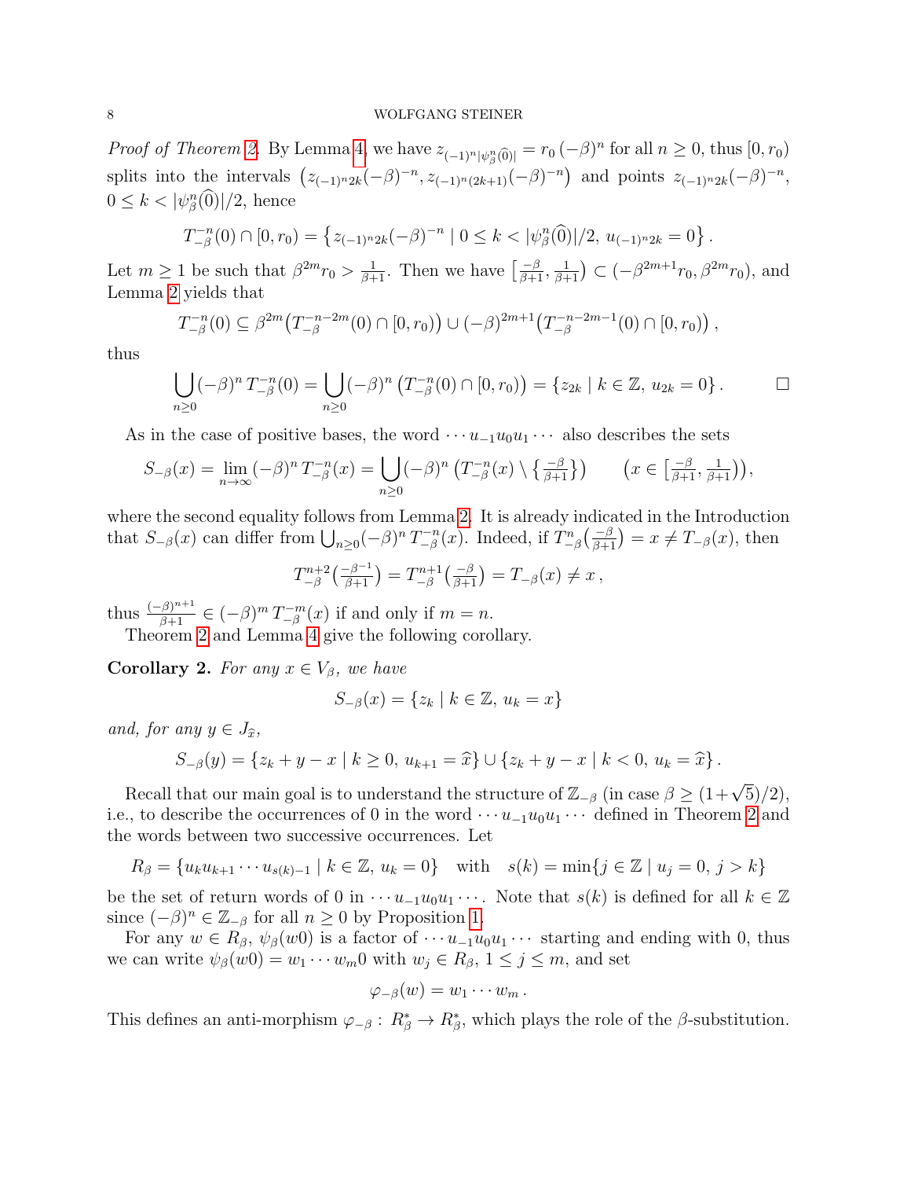*Proof of Theorem 2.* By Lemma 4, we have $z_{(-1)^n|\psi_\beta^n(\widehat{0})|} = r_0\,(-\beta)^n$ for all $n \ge 0$, thus $[0, r_0)$ splits into the intervals $\big(z_{(-1)^n 2k}(-\beta)^{-n}, z_{(-1)^n(2k+1)}(-\beta)^{-n}\big)$ and points $z_{(-1)^n 2k}(-\beta)^{-n}$, $0 \le k < |\psi_\beta^n(\widehat{0})|/2$, hence

$$T_{-\beta}^{-n}(0) \cap [0, r_0) = \big\{ z_{(-1)^n 2k}(-\beta)^{-n} \mid 0 \le k < |\psi_\beta^n(\widehat{0})|/2,\ u_{(-1)^n 2k} = 0 \big\}\,.$$

Let $m \ge 1$ be such that $\beta^{2m} r_0 > \frac{1}{\beta+1}$. Then we have $\big[\frac{-\beta}{\beta+1}, \frac{1}{\beta+1}\big) \subset (-\beta^{2m+1} r_0, \beta^{2m} r_0)$, and Lemma 2 yields that

$$T_{-\beta}^{-n}(0) \subseteq \beta^{2m}\big(T_{-\beta}^{-n-2m}(0) \cap [0, r_0)\big) \cup (-\beta)^{2m+1}\big(T_{-\beta}^{-n-2m-1}(0) \cap [0, r_0)\big)\,,$$

thus

$$\bigcup_{n \ge 0} (-\beta)^n\, T_{-\beta}^{-n}(0) = \bigcup_{n \ge 0} (-\beta)^n \left(T_{-\beta}^{-n}(0) \cap [0, r_0)\right) = \{ z_{2k} \mid k \in \mathbb{Z},\ u_{2k} = 0 \}\,. \qquad \square$$

As in the case of positive bases, the word $\cdots u_{-1} u_0 u_1 \cdots$ also describes the sets

$$S_{-\beta}(x) = \lim_{n \to \infty} (-\beta)^n\, T_{-\beta}^{-n}(x) = \bigcup_{n \ge 0} (-\beta)^n \left(T_{-\beta}^{-n}(x) \setminus \big\{\tfrac{-\beta}{\beta+1}\big\}\right) \qquad \big(x \in \big[\tfrac{-\beta}{\beta+1}, \tfrac{1}{\beta+1}\big)\big),$$

where the second equality follows from Lemma 2. It is already indicated in the Introduction that $S_{-\beta}(x)$ can differ from $\bigcup_{n \ge 0} (-\beta)^n\, T_{-\beta}^{-n}(x)$. Indeed, if $T_{-\beta}^{n}\big(\frac{-\beta}{\beta+1}\big) = x \ne T_{-\beta}(x)$, then

$$T_{-\beta}^{n+2}\big(\tfrac{-\beta^{-1}}{\beta+1}\big) = T_{-\beta}^{n+1}\big(\tfrac{-\beta}{\beta+1}\big) = T_{-\beta}(x) \ne x\,,$$

thus $\frac{(-\beta)^{n+1}}{\beta+1} \in (-\beta)^m\, T_{-\beta}^{-m}(x)$ if and only if $m = n$.

Theorem 2 and Lemma 4 give the following corollary.

**Corollary 2.** *For any $x \in V_\beta$, we have*

$$S_{-\beta}(x) = \{ z_k \mid k \in \mathbb{Z},\ u_k = x \}$$

*and, for any $y \in J_{\widehat{x}}$,*

$$S_{-\beta}(y) = \{ z_k + y - x \mid k \ge 0,\ u_{k+1} = \widehat{x} \} \cup \{ z_k + y - x \mid k < 0,\ u_k = \widehat{x} \}\,.$$

Recall that our main goal is to understand the structure of $\mathbb{Z}_{-\beta}$ (in case $\beta \ge (1+\sqrt{5})/2$), i.e., to describe the occurrences of 0 in the word $\cdots u_{-1} u_0 u_1 \cdots$ defined in Theorem 2 and the words between two successive occurrences. Let

$$R_\beta = \{ u_k u_{k+1} \cdots u_{s(k)-1} \mid k \in \mathbb{Z},\ u_k = 0 \} \quad \text{with} \quad s(k) = \min\{ j \in \mathbb{Z} \mid u_j = 0,\ j > k \}$$

be the set of return words of 0 in $\cdots u_{-1} u_0 u_1 \cdots$. Note that $s(k)$ is defined for all $k \in \mathbb{Z}$ since $(-\beta)^n \in \mathbb{Z}_{-\beta}$ for all $n \ge 0$ by Proposition 1.

For any $w \in R_\beta$, $\psi_\beta(w0)$ is a factor of $\cdots u_{-1} u_0 u_1 \cdots$ starting and ending with 0, thus we can write $\psi_\beta(w0) = w_1 \cdots w_m 0$ with $w_j \in R_\beta$, $1 \le j \le m$, and set

$$\varphi_{-\beta}(w) = w_1 \cdots w_m\,.$$

This defines an anti-morphism $\varphi_{-\beta} :\ R_\beta^* \to R_\beta^*$, which plays the role of the $\beta$-substitution.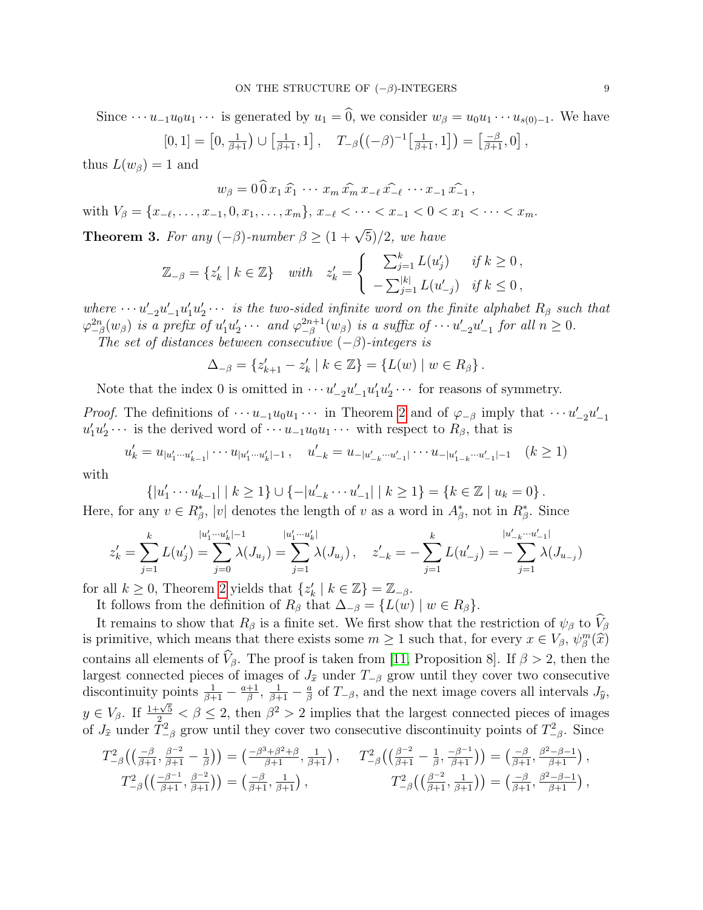Since $\cdots u_{-1}u_0u_1\cdots$ is generated by $u_1 = \widehat{0}$, we consider $w_\beta = u_0u_1\cdots u_{s(0)-1}$. We have

$$[0,1] = \big[0, \tfrac{1}{\beta+1}\big) \cup \big[\tfrac{1}{\beta+1}, 1\big]\,, \quad T_{-\beta}\big((-\beta)^{-1}\big[\tfrac{1}{\beta+1}, 1\big]\big) = \big[\tfrac{-\beta}{\beta+1}, 0\big]\,,$$

thus $L(w_\beta) = 1$ and

$$w_\beta = 0\,\widehat{0}\,x_1\,\widehat{x_1}\,\cdots\,x_m\,\widehat{x_m}\,x_{-\ell}\,\widehat{x_{-\ell}}\,\cdots x_{-1}\,\widehat{x_{-1}}\,,$$

with $V_\beta = \{x_{-\ell}, \ldots, x_{-1}, 0, x_1, \ldots, x_m\}$, $x_{-\ell} < \cdots < x_{-1} < 0 < x_1 < \cdots < x_m$.

**Theorem 3.** *For any $(-\beta)$-number $\beta \geq (1+\sqrt{5})/2$, we have*

$$\mathbb{Z}_{-\beta} = \{z'_k \mid k \in \mathbb{Z}\} \quad \textit{with} \quad z'_k = \begin{cases} \sum_{j=1}^{k} L(u'_j) & \textit{if } k \geq 0\,, \\ -\sum_{j=1}^{|k|} L(u'_{-j}) & \textit{if } k \leq 0\,, \end{cases}$$

*where $\cdots u'_{-2}u'_{-1}u'_1u'_2\cdots$ is the two-sided infinite word on the finite alphabet $R_\beta$ such that $\varphi_{-\beta}^{2n}(w_\beta)$ is a prefix of $u'_1u'_2\cdots$ and $\varphi_{-\beta}^{2n+1}(w_\beta)$ is a suffix of $\cdots u'_{-2}u'_{-1}$ for all $n \geq 0$.*

*The set of distances between consecutive $(-\beta)$-integers is*

$$\Delta_{-\beta} = \{z'_{k+1} - z'_k \mid k \in \mathbb{Z}\} = \{L(w) \mid w \in R_\beta\}\,.$$

Note that the index 0 is omitted in $\cdots u'_{-2}u'_{-1}u'_1u'_2\cdots$ for reasons of symmetry.

*Proof.* The definitions of $\cdots u_{-1}u_0u_1\cdots$ in Theorem 2 and of $\varphi_{-\beta}$ imply that $\cdots u'_{-2}u'_{-1}$ $u'_1u'_2\cdots$ is the derived word of $\cdots u_{-1}u_0u_1\cdots$ with respect to $R_\beta$, that is

$$u'_k = u_{|u'_1\cdots u'_{k-1}|}\cdots u_{|u'_1\cdots u'_k|-1}\,, \quad u'_{-k} = u_{-|u'_{-k}\cdots u'_{-1}|}\cdots u_{-|u'_{1-k}\cdots u'_{-1}|-1} \quad (k \geq 1)$$

with

$$\{|u'_1\cdots u'_{k-1}| \mid k \geq 1\} \cup \{-|u'_{-k}\cdots u'_{-1}| \mid k \geq 1\} = \{k \in \mathbb{Z} \mid u_k = 0\}\,.$$

Here, for any $v \in R_\beta^*$, $|v|$ denotes the length of $v$ as a word in $A_\beta^*$, not in $R_\beta^*$. Since

$$z'_k = \sum_{j=1}^{k} L(u'_j) = \sum_{j=0}^{|u'_1\cdots u'_k|-1} \lambda(J_{u_j}) = \sum_{j=1}^{|u'_1\cdots u'_k|} \lambda(J_{u_j})\,, \quad z'_{-k} = -\sum_{j=1}^{k} L(u'_{-j}) = -\sum_{j=1}^{|u'_{-k}\cdots u'_{-1}|} \lambda(J_{u_{-j}})$$

for all $k \geq 0$, Theorem 2 yields that $\{z'_k \mid k \in \mathbb{Z}\} = \mathbb{Z}_{-\beta}$.

It follows from the definition of $R_\beta$ that $\Delta_{-\beta} = \{L(w) \mid w \in R_\beta\}$.

It remains to show that $R_\beta$ is a finite set. We first show that the restriction of $\psi_\beta$ to $\widehat{V}_\beta$ is primitive, which means that there exists some $m \geq 1$ such that, for every $x \in V_\beta$, $\psi_\beta^m(\widehat{x})$ contains all elements of $\widehat{V}_\beta$. The proof is taken from [11, Proposition 8]. If $\beta > 2$, then the largest connected pieces of images of $J_{\widehat{x}}$ under $T_{-\beta}$ grow until they cover two consecutive discontinuity points $\frac{1}{\beta+1} - \frac{a+1}{\beta}$, $\frac{1}{\beta+1} - \frac{a}{\beta}$ of $T_{-\beta}$, and the next image covers all intervals $J_{\widehat{y}}$, $y \in V_\beta$. If $\frac{1+\sqrt{5}}{2} < \beta \leq 2$, then $\beta^2 > 2$ implies that the largest connected pieces of images of $J_{\widehat{x}}$ under $T_{-\beta}^2$ grow until they cover two consecutive discontinuity points of $T_{-\beta}^2$. Since

$$T_{-\beta}^2\big(\big(\tfrac{-\beta}{\beta+1}, \tfrac{\beta^{-2}}{\beta+1} - \tfrac{1}{\beta}\big)\big) = \big(\tfrac{-\beta^3+\beta^2+\beta}{\beta+1}, \tfrac{1}{\beta+1}\big)\,, \quad T_{-\beta}^2\big(\big(\tfrac{\beta^{-2}}{\beta+1} - \tfrac{1}{\beta}, \tfrac{-\beta^{-1}}{\beta+1}\big)\big) = \big(\tfrac{-\beta}{\beta+1}, \tfrac{\beta^2-\beta-1}{\beta+1}\big)\,,$$

$$T_{-\beta}^2\big(\big(\tfrac{-\beta^{-1}}{\beta+1}, \tfrac{\beta^{-2}}{\beta+1}\big)\big) = \big(\tfrac{-\beta}{\beta+1}, \tfrac{1}{\beta+1}\big)\,, \qquad T_{-\beta}^2\big(\big(\tfrac{\beta^{-2}}{\beta+1}, \tfrac{1}{\beta+1}\big)\big) = \big(\tfrac{-\beta}{\beta+1}, \tfrac{\beta^2-\beta-1}{\beta+1}\big)\,,$$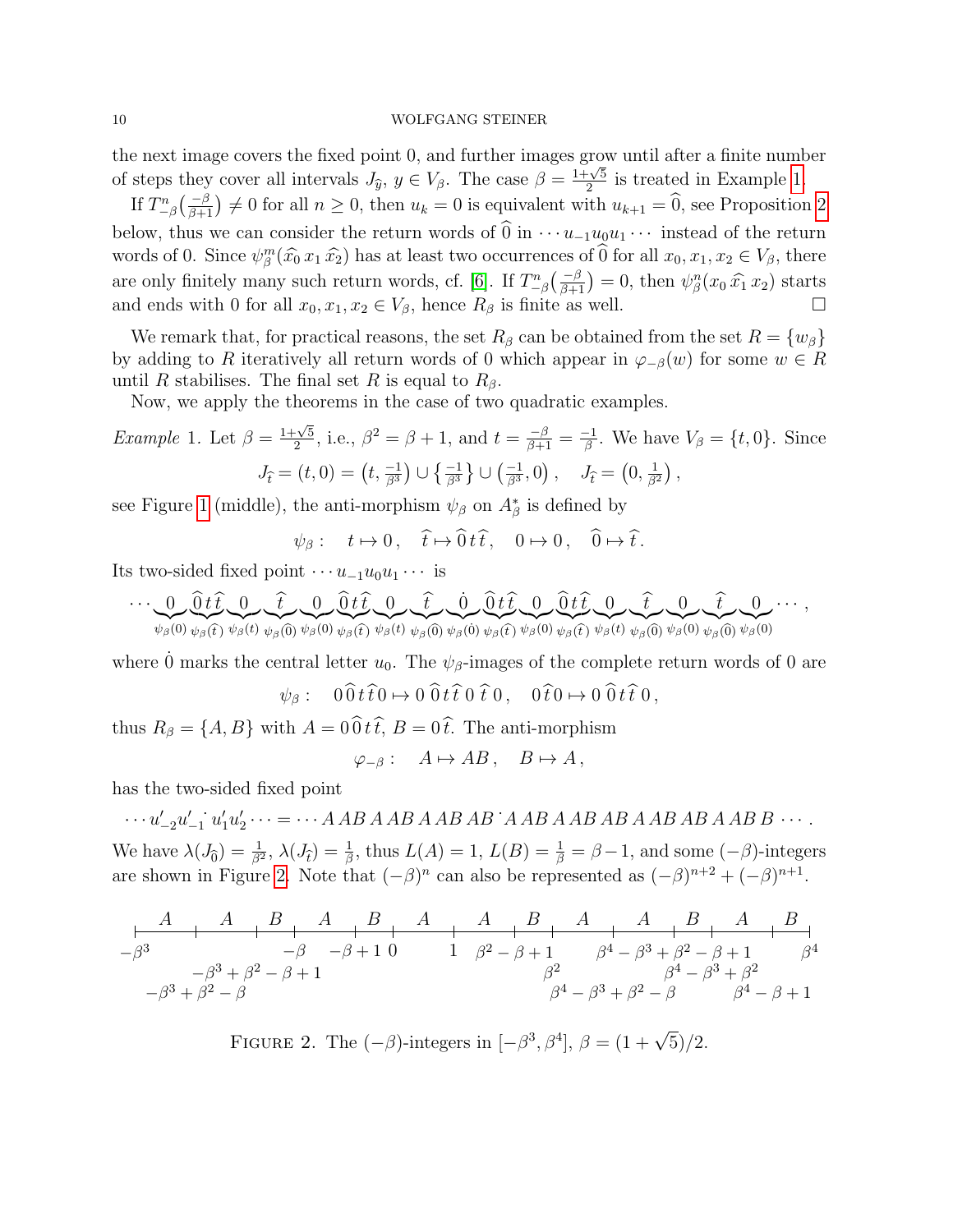the next image covers the fixed point 0, and further images grow until after a finite number of steps they cover all intervals $J_{\widehat{y}}$, $y \in V_\beta$. The case $\beta = \frac{1+\sqrt{5}}{2}$ is treated in Example 1.

If $T^n_{-\beta}\big(\frac{-\beta}{\beta+1}\big) \neq 0$ for all $n \geq 0$, then $u_k = 0$ is equivalent with $u_{k+1} = \widehat{0}$, see Proposition 2 below, thus we can consider the return words of $\widehat{0}$ in $\cdots u_{-1}u_0u_1\cdots$ instead of the return words of 0. Since $\psi^m_\beta(\widehat{x_0}\,x_1\,\widehat{x_2})$ has at least two occurrences of $\widehat{0}$ for all $x_0, x_1, x_2 \in V_\beta$, there are only finitely many such return words, cf. [6]. If $T^n_{-\beta}\big(\frac{-\beta}{\beta+1}\big) = 0$, then $\psi^n_\beta(x_0\,\widehat{x_1}\,x_2)$ starts and ends with 0 for all $x_0, x_1, x_2 \in V_\beta$, hence $R_\beta$ is finite as well. $\square$

We remark that, for practical reasons, the set $R_\beta$ can be obtained from the set $R = \{w_\beta\}$ by adding to $R$ iteratively all return words of 0 which appear in $\varphi_{-\beta}(w)$ for some $w \in R$ until $R$ stabilises. The final set $R$ is equal to $R_\beta$.

Now, we apply the theorems in the case of two quadratic examples.

*Example* 1. Let $\beta = \frac{1+\sqrt{5}}{2}$, i.e., $\beta^2 = \beta + 1$, and $t = \frac{-\beta}{\beta+1} = \frac{-1}{\beta}$. We have $V_\beta = \{t, 0\}$. Since

$$J_{\widehat{t}} = (t, 0) = \big(t, \tfrac{-1}{\beta^3}\big) \cup \big\{\tfrac{-1}{\beta^3}\big\} \cup \big(\tfrac{-1}{\beta^3}, 0\big)\,, \quad J_{\widehat{t}} = \big(0, \tfrac{1}{\beta^2}\big)\,,$$

see Figure 1 (middle), the anti-morphism $\psi_\beta$ on $A^*_\beta$ is defined by

$$\psi_\beta: \quad t \mapsto 0\,, \quad \widehat{t} \mapsto \widehat{0}\,t\,\widehat{t}\,, \quad 0 \mapsto 0\,, \quad \widehat{0} \mapsto \widehat{t}\,.$$

Its two-sided fixed point $\cdots u_{-1}u_0u_1\cdots$ is

$$\cdots \underbrace{0}_{\psi_\beta(0)} \underbrace{\widehat{0}\,t\,\widehat{t}}_{\psi_\beta(\widehat{t})} \underbrace{0}_{\psi_\beta(t)} \underbrace{\widehat{t}}_{\psi_\beta(\widehat{0})} \underbrace{0}_{\psi_\beta(0)} \underbrace{\widehat{0}\,t\,\widehat{t}}_{\psi_\beta(\widehat{t})} \underbrace{0}_{\psi_\beta(t)} \underbrace{\widehat{t}}_{\psi_\beta(\widehat{0})} \underbrace{\dot{0}}_{\psi_\beta(\dot{0})} \underbrace{\widehat{0}\,t\,\widehat{t}}_{\psi_\beta(\widehat{t})} \underbrace{0}_{\psi_\beta(0)} \underbrace{\widehat{0}\,t\,\widehat{t}}_{\psi_\beta(\widehat{t})} \underbrace{0}_{\psi_\beta(t)} \underbrace{\widehat{t}}_{\psi_\beta(\widehat{0})} \underbrace{0}_{\psi_\beta(0)} \underbrace{\widehat{t}}_{\psi_\beta(\widehat{0})} \underbrace{0}_{\psi_\beta(0)} \cdots,$$

where $\dot{0}$ marks the central letter $u_0$. The $\psi_\beta$-images of the complete return words of 0 are

$$\psi_\beta: \quad 0\,\widehat{0}\,t\,\widehat{t}\,0 \mapsto 0\;\widehat{0}\,t\,\widehat{t}\;0\;\widehat{t}\;0\,, \quad 0\,\widehat{t}\,0 \mapsto 0\;\widehat{0}\,t\,\widehat{t}\;0\,,$$

thus $R_\beta = \{A, B\}$ with $A = 0\,\widehat{0}\,t\,\widehat{t}$, $B = 0\,\widehat{t}$. The anti-morphism

$$\varphi_{-\beta}: \quad A \mapsto AB\,, \quad B \mapsto A\,,$$

has the two-sided fixed point

$$\cdots u'_{-2}u'_{-1}\dot{}\,u'_1u'_2\cdots = \cdots A\,AB\,A\,AB\,A\,AB\,AB\,\dot{}A\,AB\,A\,AB\,AB\,A\,AB\,AB\,A\,AB\,B\,\cdots.$$

We have $\lambda(J_{\widehat{0}}) = \frac{1}{\beta^2}$, $\lambda(J_{\widehat{t}}) = \frac{1}{\beta}$, thus $L(A) = 1$, $L(B) = \frac{1}{\beta} = \beta - 1$, and some $(-\beta)$-integers are shown in Figure 2. Note that $(-\beta)^n$ can also be represented as $(-\beta)^{n+2} + (-\beta)^{n+1}$.

Figure 2: a number line partitioned into tiles $A\;A\;B\;A\;B\;A\;A\;B\;A\;A\;B\;A\;B$ from $-\beta^3$ to $\beta^4$, with tick labels $-\beta^3$, $-\beta^3+\beta^2-\beta$, $-\beta^3+\beta^2-\beta+1$, $-\beta$, $-\beta+1$, $0$, $1$, $\beta^2-\beta+1$, $\beta^2$, $\beta^4-\beta^3+\beta^2-\beta$, $\beta^4-\beta^3+\beta^2-\beta+1$, $\beta^4-\beta^3+\beta^2$, $\beta^4-\beta+1$, $\beta^4$.

FIGURE 2. The $(-\beta)$-integers in $[-\beta^3, \beta^4]$, $\beta = (1+\sqrt{5})/2$.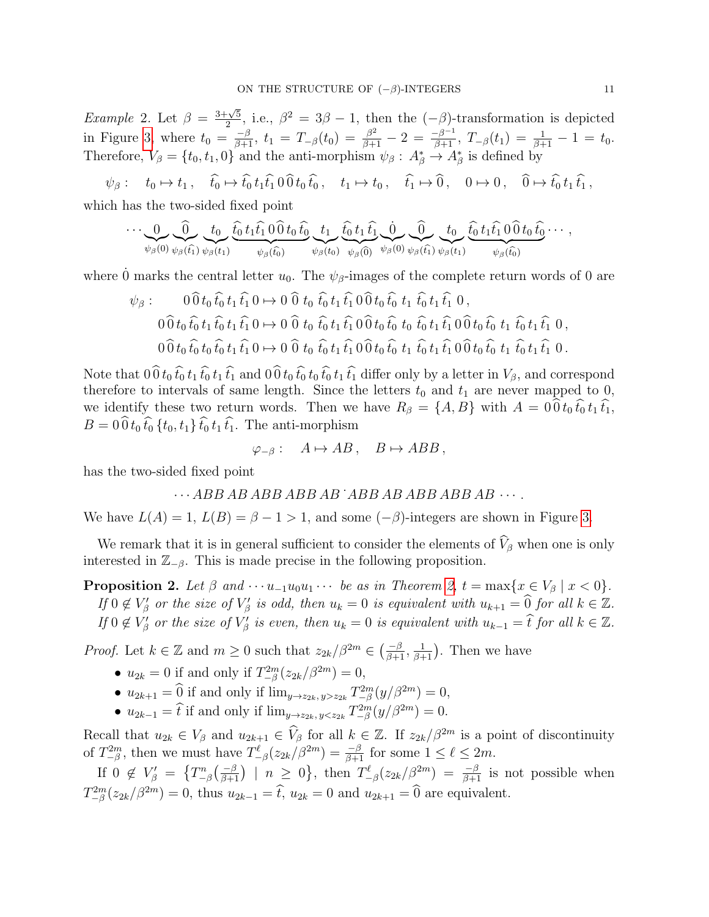*Example* 2. Let $\beta = \frac{3+\sqrt{5}}{2}$, i.e., $\beta^2 = 3\beta - 1$, then the $(-\beta)$-transformation is depicted in Figure 3, where $t_0 = \frac{-\beta}{\beta+1}$, $t_1 = T_{-\beta}(t_0) = \frac{\beta^2}{\beta+1} - 2 = \frac{-\beta^{-1}}{\beta+1}$, $T_{-\beta}(t_1) = \frac{1}{\beta+1} - 1 = t_0$. Therefore, $V_\beta = \{t_0, t_1, 0\}$ and the anti-morphism $\psi_\beta : A_\beta^* \to A_\beta^*$ is defined by

$$\psi_\beta : \quad t_0 \mapsto t_1\,, \quad \widehat{t_0} \mapsto \widehat{t_0}\, t_1 \widehat{t_1}\, 0\, \widehat{0}\, t_0\, \widehat{t_0}\,, \quad t_1 \mapsto t_0\,, \quad \widehat{t_1} \mapsto \widehat{0}\,, \quad 0 \mapsto 0\,, \quad \widehat{0} \mapsto \widehat{t_0}\, t_1\, \widehat{t_1}\,,$$

which has the two-sided fixed point

$$\cdots \underbrace{0}_{\psi_\beta(0)} \underbrace{\widehat{0}}_{\psi_\beta(\widehat{t_1})} \underbrace{t_0}_{\psi_\beta(t_1)} \underbrace{\widehat{t_0}\, t_1 \widehat{t_1}\, 0\, \widehat{0}\, t_0\, \widehat{t_0}}_{\psi_\beta(\widehat{t_0})} \underbrace{t_1}_{\psi_\beta(t_0)} \underbrace{\widehat{t_0}\, t_1\, \widehat{t_1}}_{\psi_\beta(\widehat{0})} \underbrace{\dot{0}}_{\psi_\beta(0)} \underbrace{\widehat{0}}_{\psi_\beta(\widehat{t_1})} \underbrace{t_0}_{\psi_\beta(t_1)} \underbrace{\widehat{t_0}\, t_1 \widehat{t_1}\, 0\, \widehat{0}\, t_0\, \widehat{t_0}}_{\psi_\beta(\widehat{t_0})} \cdots,$$

where $\dot{0}$ marks the central letter $u_0$. The $\psi_\beta$-images of the complete return words of 0 are

$$\begin{aligned}
\psi_\beta : \quad 0\,\widehat{0}\,t_0\,\widehat{t_0}\,t_1\,\widehat{t_1}\,0 &\mapsto 0\ \widehat{0}\ t_0\ \widehat{t_0}\,t_1\,\widehat{t_1}\,0\,\widehat{0}\,t_0\,\widehat{t_0}\ t_1\ \widehat{t_0}\,t_1\,\widehat{t_1}\ 0\,,\\
0\,\widehat{0}\,t_0\,\widehat{t_0}\,t_1\,\widehat{t_0}\,t_1\,\widehat{t_1}\,0 &\mapsto 0\ \widehat{0}\ t_0\ \widehat{t_0}\,t_1\,\widehat{t_1}\,0\,\widehat{0}\,t_0\,\widehat{t_0}\ t_0\ \widehat{t_0}\,t_1\,\widehat{t_1}\,0\,\widehat{0}\,t_0\,\widehat{t_0}\ t_1\ \widehat{t_0}\,t_1\,\widehat{t_1}\ 0\,,\\
0\,\widehat{0}\,t_0\,\widehat{t_0}\,t_0\,\widehat{t_0}\,t_1\,\widehat{t_1}\,0 &\mapsto 0\ \widehat{0}\ t_0\ \widehat{t_0}\,t_1\,\widehat{t_1}\,0\,\widehat{0}\,t_0\,\widehat{t_0}\ t_1\ \widehat{t_0}\,t_1\,\widehat{t_1}\,0\,\widehat{0}\,t_0\,\widehat{t_0}\ t_1\ \widehat{t_0}\,t_1\,\widehat{t_1}\ 0\,.
\end{aligned}$$

Note that $0\,\widehat{0}\,t_0\,\widehat{t_0}\,t_1\,\widehat{t_0}\,t_1\,\widehat{t_1}$ and $0\,\widehat{0}\,t_0\,\widehat{t_0}\,t_0\,\widehat{t_0}\,t_1\,\widehat{t_1}$ differ only by a letter in $V_\beta$, and correspond therefore to intervals of same length. Since the letters $t_0$ and $t_1$ are never mapped to 0, we identify these two return words. Then we have $R_\beta = \{A, B\}$ with $A = 0\,\widehat{0}\,t_0\,\widehat{t_0}\,t_1\,\widehat{t_1}$, $B = 0\,\widehat{0}\,t_0\,\widehat{t_0}\,\{t_0, t_1\}\,\widehat{t_0}\,t_1\,\widehat{t_1}$. The anti-morphism

$$\varphi_{-\beta} : \quad A \mapsto AB\,, \quad B \mapsto ABB\,,$$

has the two-sided fixed point

$$\cdots ABB\ AB\ ABB\ ABB\ AB\, \dot{}\, ABB\ AB\ ABB\ ABB\ AB\ \cdots.$$

We have $L(A) = 1$, $L(B) = \beta - 1 > 1$, and some $(-\beta)$-integers are shown in Figure 3.

We remark that it is in general sufficient to consider the elements of $\widehat{V}_\beta$ when one is only interested in $\mathbb{Z}_{-\beta}$. This is made precise in the following proposition.

**Proposition 2.** *Let $\beta$ and $\cdots u_{-1}u_0u_1\cdots$ be as in Theorem 2, $t = \max\{x \in V_\beta \mid x < 0\}$. If $0 \notin V'_\beta$ or the size of $V'_\beta$ is odd, then $u_k = 0$ is equivalent with $u_{k+1} = \widehat{0}$ for all $k \in \mathbb{Z}$. If $0 \notin V'_\beta$ or the size of $V'_\beta$ is even, then $u_k = 0$ is equivalent with $u_{k-1} = \widehat{t}$ for all $k \in \mathbb{Z}$.*

*Proof.* Let $k \in \mathbb{Z}$ and $m \geq 0$ such that $z_{2k}/\beta^{2m} \in \big(\frac{-\beta}{\beta+1}, \frac{1}{\beta+1}\big)$. Then we have

- $u_{2k} = 0$ if and only if $T_{-\beta}^{2m}(z_{2k}/\beta^{2m}) = 0$,
- $u_{2k+1} = \widehat{0}$ if and only if $\lim_{y\to z_{2k},\, y>z_{2k}} T_{-\beta}^{2m}(y/\beta^{2m}) = 0$,
- $u_{2k-1} = \widehat{t}$ if and only if $\lim_{y\to z_{2k},\, y<z_{2k}} T_{-\beta}^{2m}(y/\beta^{2m}) = 0$.

Recall that $u_{2k} \in V_\beta$ and $u_{2k+1} \in \widehat{V}_\beta$ for all $k \in \mathbb{Z}$. If $z_{2k}/\beta^{2m}$ is a point of discontinuity of $T_{-\beta}^{2m}$, then we must have $T_{-\beta}^{\ell}(z_{2k}/\beta^{2m}) = \frac{-\beta}{\beta+1}$ for some $1 \leq \ell \leq 2m$.

If $0 \notin V'_\beta = \big\{T_{-\beta}^{n}\big(\frac{-\beta}{\beta+1}\big) \mid n \geq 0\big\}$, then $T_{-\beta}^{\ell}(z_{2k}/\beta^{2m}) = \frac{-\beta}{\beta+1}$ is not possible when $T_{-\beta}^{2m}(z_{2k}/\beta^{2m}) = 0$, thus $u_{2k-1} = \widehat{t}$, $u_{2k} = 0$ and $u_{2k+1} = \widehat{0}$ are equivalent.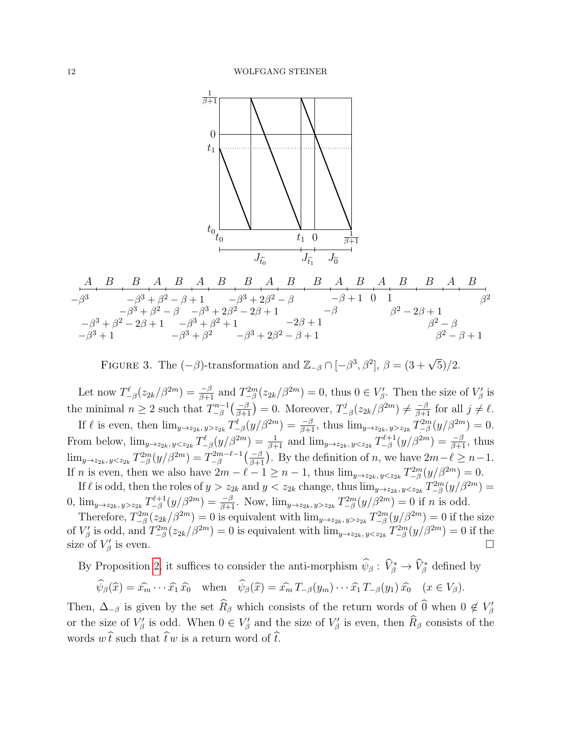FIGURE 3. The $(-\beta)$-transformation and $\mathbb{Z}_{-\beta} \cap [-\beta^3, \beta^2]$, $\beta = (3+\sqrt{5})/2$.

Let now $T_{-\beta}^{\ell}(z_{2k}/\beta^{2m}) = \frac{-\beta}{\beta+1}$ and $T_{-\beta}^{2m}(z_{2k}/\beta^{2m}) = 0$, thus $0 \in V'_\beta$. Then the size of $V'_\beta$ is the minimal $n \geq 2$ such that $T_{-\beta}^{n-1}\big(\frac{-\beta}{\beta+1}\big) = 0$. Moreover, $T_{-\beta}^{j}(z_{2k}/\beta^{2m}) \neq \frac{-\beta}{\beta+1}$ for all $j \neq \ell$.

If $\ell$ is even, then $\lim_{y \to z_{2k},\, y > z_{2k}} T_{-\beta}^{\ell}(y/\beta^{2m}) = \frac{-\beta}{\beta+1}$, thus $\lim_{y \to z_{2k},\, y > z_{2k}} T_{-\beta}^{2m}(y/\beta^{2m}) = 0$. From below, $\lim_{y \to z_{2k},\, y < z_{2k}} T_{-\beta}^{\ell}(y/\beta^{2m}) = \frac{1}{\beta+1}$ and $\lim_{y \to z_{2k},\, y < z_{2k}} T_{-\beta}^{\ell+1}(y/\beta^{2m}) = \frac{-\beta}{\beta+1}$, thus $\lim_{y \to z_{2k},\, y < z_{2k}} T_{-\beta}^{2m}(y/\beta^{2m}) = T_{-\beta}^{2m-\ell-1}\big(\frac{-\beta}{\beta+1}\big)$. By the definition of $n$, we have $2m-\ell \geq n-1$. If $n$ is even, then we also have $2m-\ell-1 \geq n-1$, thus $\lim_{y \to z_{2k},\, y < z_{2k}} T_{-\beta}^{2m}(y/\beta^{2m}) = 0$.

If $\ell$ is odd, then the roles of $y > z_{2k}$ and $y < z_{2k}$ change, thus $\lim_{y \to z_{2k},\, y < z_{2k}} T_{-\beta}^{2m}(y/\beta^{2m}) = 0$, $\lim_{y \to z_{2k},\, y > z_{2k}} T_{-\beta}^{\ell+1}(y/\beta^{2m}) = \frac{-\beta}{\beta+1}$. Now, $\lim_{y \to z_{2k},\, y > z_{2k}} T_{-\beta}^{2m}(y/\beta^{2m}) = 0$ if $n$ is odd.

Therefore, $T_{-\beta}^{2m}(z_{2k}/\beta^{2m}) = 0$ is equivalent with $\lim_{y \to z_{2k},\, y > z_{2k}} T_{-\beta}^{2m}(y/\beta^{2m}) = 0$ if the size of $V'_\beta$ is odd, and $T_{-\beta}^{2m}(z_{2k}/\beta^{2m}) = 0$ is equivalent with $\lim_{y \to z_{2k},\, y < z_{2k}} T_{-\beta}^{2m}(y/\beta^{2m}) = 0$ if the size of $V'_\beta$ is even. $\square$

By Proposition 2, it suffices to consider the anti-morphism $\widehat{\psi}_\beta : \widehat{V}_\beta^* \to \widehat{V}_\beta^*$ defined by

$$\widehat{\psi}_\beta(\widehat{x}) = \widehat{x_m} \cdots \widehat{x_1}\, \widehat{x_0} \quad \text{when} \quad \widehat{\psi}_\beta(\widehat{x}) = \widehat{x_m}\, T_{-\beta}(y_m) \cdots \widehat{x_1}\, T_{-\beta}(y_1)\, \widehat{x_0} \quad (x \in V_\beta).$$

Then, $\Delta_{-\beta}$ is given by the set $\widehat{R}_\beta$ which consists of the return words of $\widehat{0}$ when $0 \notin V'_\beta$ or the size of $V'_\beta$ is odd. When $0 \in V'_\beta$ and the size of $V'_\beta$ is even, then $\widehat{R}_\beta$ consists of the words $w\,\widehat{t}$ such that $\widehat{t}\,w$ is a return word of $\widehat{t}$.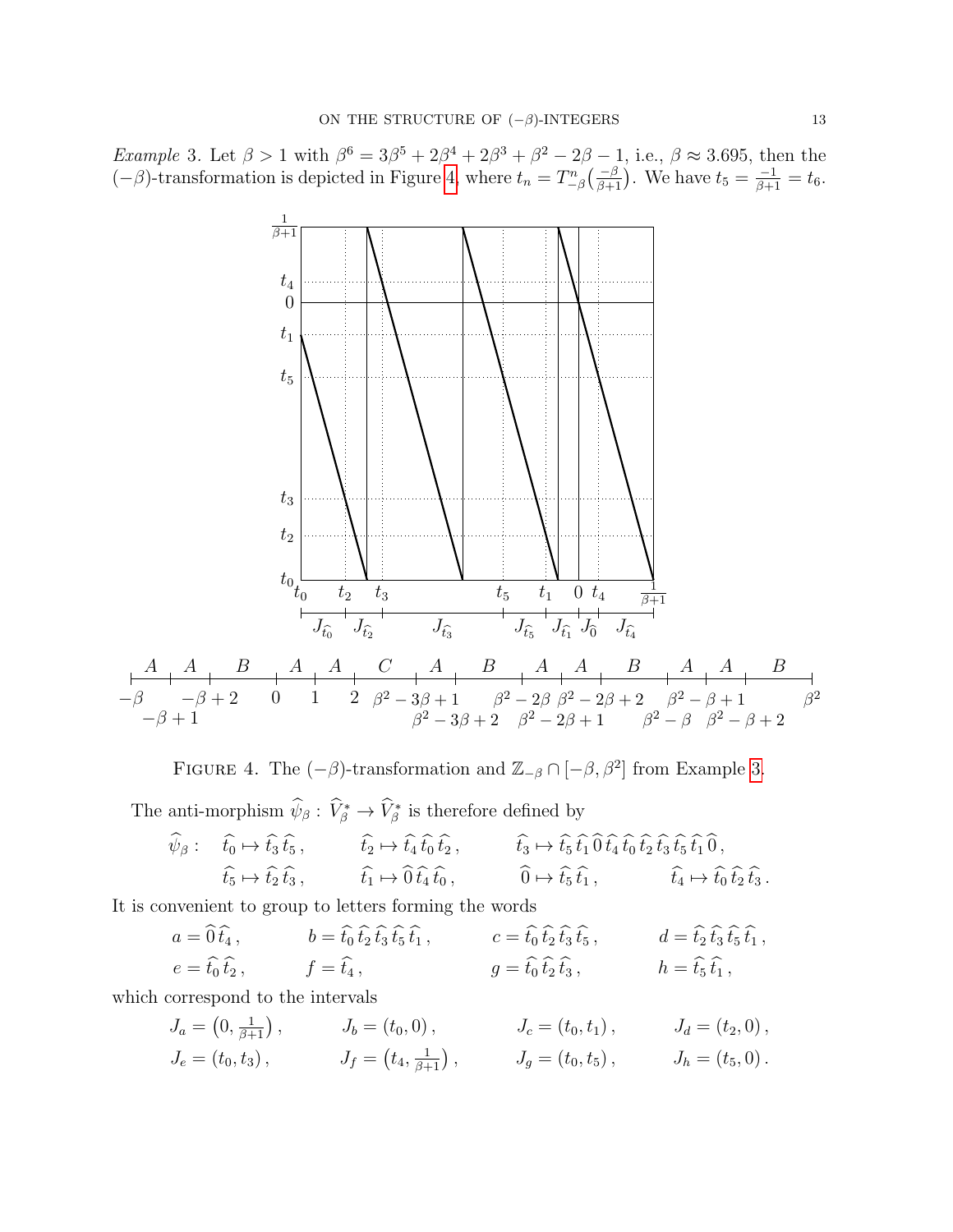*Example* 3. Let $\beta > 1$ with $\beta^6 = 3\beta^5 + 2\beta^4 + 2\beta^3 + \beta^2 - 2\beta - 1$, i.e., $\beta \approx 3.695$, then the $(-\beta)$-transformation is depicted in Figure 4, where $t_n = T^n_{-\beta}\big(\frac{-\beta}{\beta+1}\big)$. We have $t_5 = \frac{-1}{\beta+1} = t_6$.

FIGURE 4. The $(-\beta)$-transformation and $\mathbb{Z}_{-\beta} \cap [-\beta, \beta^2]$ from Example 3.

The anti-morphism $\widehat{\psi}_\beta : \widehat{V}^*_\beta \to \widehat{V}^*_\beta$ is therefore defined by

$$\widehat{\psi}_\beta : \quad \widehat{t_0} \mapsto \widehat{t_3}\,\widehat{t_5}\,, \qquad \widehat{t_2} \mapsto \widehat{t_4}\,\widehat{t_0}\,\widehat{t_2}\,, \qquad \widehat{t_3} \mapsto \widehat{t_5}\,\widehat{t_1}\,\widehat{0}\,\widehat{t_4}\,\widehat{t_0}\,\widehat{t_2}\,\widehat{t_3}\,\widehat{t_5}\,\widehat{t_1}\,\widehat{0}\,,$$
$$\widehat{t_5} \mapsto \widehat{t_2}\,\widehat{t_3}\,, \qquad \widehat{t_1} \mapsto \widehat{0}\,\widehat{t_4}\,\widehat{t_0}\,, \qquad \widehat{0} \mapsto \widehat{t_5}\,\widehat{t_1}\,, \qquad \widehat{t_4} \mapsto \widehat{t_0}\,\widehat{t_2}\,\widehat{t_3}\,.$$

It is convenient to group to letters forming the words

$$a = \widehat{0}\,\widehat{t_4}\,, \qquad b = \widehat{t_0}\,\widehat{t_2}\,\widehat{t_3}\,\widehat{t_5}\,\widehat{t_1}\,, \qquad c = \widehat{t_0}\,\widehat{t_2}\,\widehat{t_3}\,\widehat{t_5}\,, \qquad d = \widehat{t_2}\,\widehat{t_3}\,\widehat{t_5}\,\widehat{t_1}\,,$$
$$e = \widehat{t_0}\,\widehat{t_2}\,, \qquad f = \widehat{t_4}\,, \qquad g = \widehat{t_0}\,\widehat{t_2}\,\widehat{t_3}\,, \qquad h = \widehat{t_5}\,\widehat{t_1}\,,$$

which correspond to the intervals

$$J_a = \big(0, \tfrac{1}{\beta+1}\big)\,, \qquad J_b = (t_0, 0)\,, \qquad J_c = (t_0, t_1)\,, \qquad J_d = (t_2, 0)\,,$$
$$J_e = (t_0, t_3)\,, \qquad J_f = \big(t_4, \tfrac{1}{\beta+1}\big)\,, \qquad J_g = (t_0, t_5)\,, \qquad J_h = (t_5, 0)\,.$$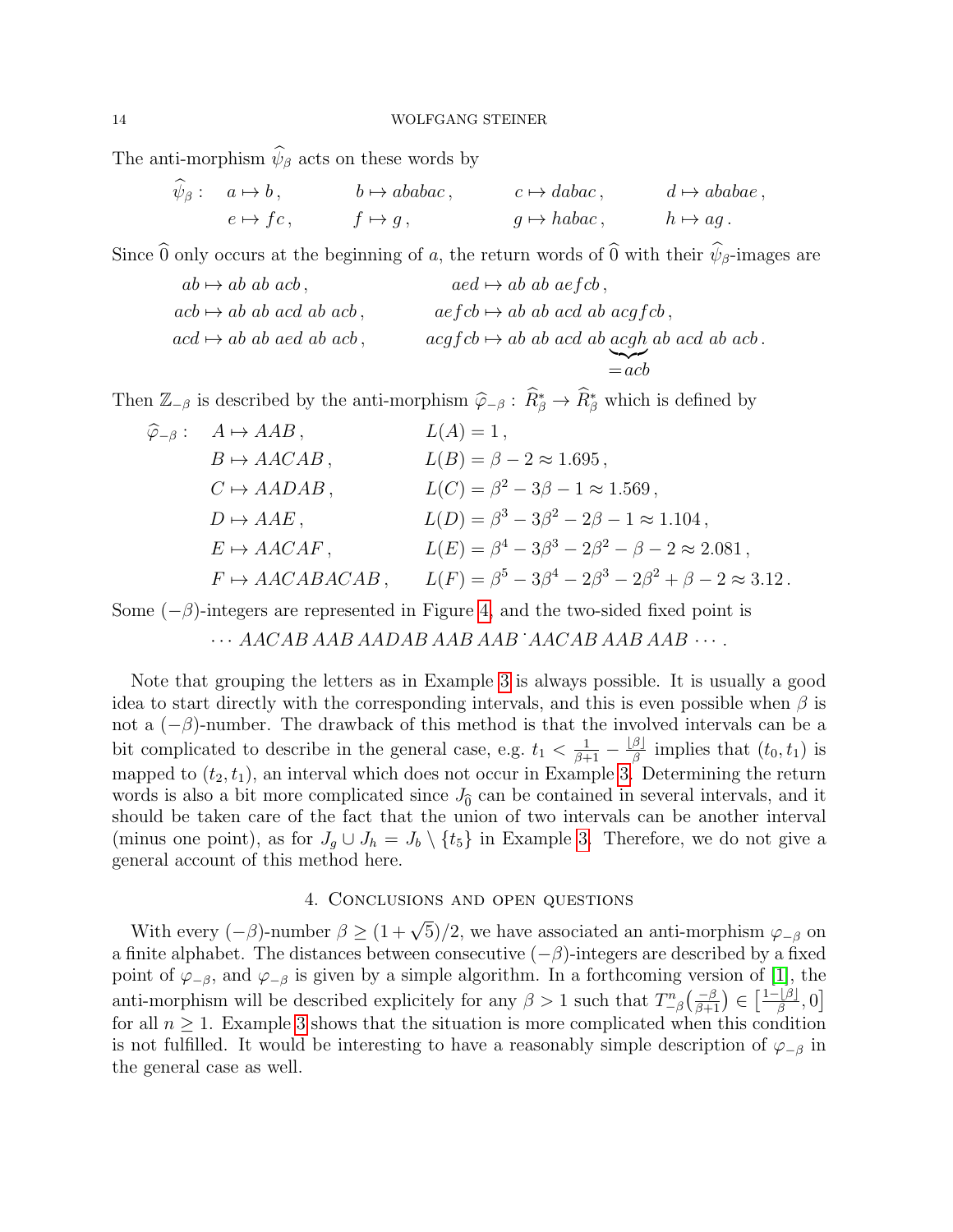The anti-morphism $\widehat{\psi}_\beta$ acts on these words by

$$\widehat{\psi}_\beta : \quad a \mapsto b\,, \qquad b \mapsto ababac\,, \qquad c \mapsto dabac\,, \qquad d \mapsto ababae\,,$$
$$e \mapsto fc\,, \qquad f \mapsto g\,, \qquad g \mapsto habac\,, \qquad h \mapsto ag\,.$$

Since $\widehat{0}$ only occurs at the beginning of $a$, the return words of $\widehat{0}$ with their $\widehat{\psi}_\beta$-images are

$$\begin{aligned}
ab &\mapsto ab\ ab\ acb\,, & aed &\mapsto ab\ ab\ aefcb\,,\\
acb &\mapsto ab\ ab\ acd\ ab\ acb\,, & aefcb &\mapsto ab\ ab\ acd\ ab\ acgfcb\,,\\
acd &\mapsto ab\ ab\ aed\ ab\ acb\,, & acgfcb &\mapsto ab\ ab\ acd\ ab\ \underbrace{acgh}_{=acb}\ ab\ acd\ ab\ acb\,.
\end{aligned}$$

Then $\mathbb{Z}_{-\beta}$ is described by the anti-morphism $\widehat{\varphi}_{-\beta} : \widehat{R}_\beta^* \to \widehat{R}_\beta^*$ which is defined by

$$\begin{aligned}
\widehat{\varphi}_{-\beta} : \quad & A \mapsto AAB\,, & L(A) &= 1\,,\\
& B \mapsto AACAB\,, & L(B) &= \beta - 2 \approx 1.695\,,\\
& C \mapsto AADAB\,, & L(C) &= \beta^2 - 3\beta - 1 \approx 1.569\,,\\
& D \mapsto AAE\,, & L(D) &= \beta^3 - 3\beta^2 - 2\beta - 1 \approx 1.104\,,\\
& E \mapsto AACAF\,, & L(E) &= \beta^4 - 3\beta^3 - 2\beta^2 - \beta - 2 \approx 2.081\,,\\
& F \mapsto AACABACAB\,, & L(F) &= \beta^5 - 3\beta^4 - 2\beta^3 - 2\beta^2 + \beta - 2 \approx 3.12\,.
\end{aligned}$$

Some $(-\beta)$-integers are represented in Figure 4, and the two-sided fixed point is

$$\cdots\ AACAB\ AAB\ AADAB\ AAB\ AAB\ \dot{}\ AACAB\ AAB\ AAB\ \cdots\,.$$

Note that grouping the letters as in Example 3 is always possible. It is usually a good idea to start directly with the corresponding intervals, and this is even possible when $\beta$ is not a $(-\beta)$-number. The drawback of this method is that the involved intervals can be a bit complicated to describe in the general case, e.g. $t_1 < \frac{1}{\beta+1} - \frac{\lfloor\beta\rfloor}{\beta}$ implies that $(t_0, t_1)$ is mapped to $(t_2, t_1)$, an interval which does not occur in Example 3. Determining the return words is also a bit more complicated since $J_{\widehat{0}}$ can be contained in several intervals, and it should be taken care of the fact that the union of two intervals can be another interval (minus one point), as for $J_g \cup J_h = J_b \setminus \{t_5\}$ in Example 3. Therefore, we do not give a general account of this method here.

## 4. Conclusions and open questions

With every $(-\beta)$-number $\beta \geq (1+\sqrt{5})/2$, we have associated an anti-morphism $\varphi_{-\beta}$ on a finite alphabet. The distances between consecutive $(-\beta)$-integers are described by a fixed point of $\varphi_{-\beta}$, and $\varphi_{-\beta}$ is given by a simple algorithm. In a forthcoming version of [1], the anti-morphism will be described explicitely for any $\beta > 1$ such that $T_{-\beta}^n\big(\frac{-\beta}{\beta+1}\big) \in \big[\frac{1-\lfloor\beta\rfloor}{\beta}, 0\big]$ for all $n \geq 1$. Example 3 shows that the situation is more complicated when this condition is not fulfilled. It would be interesting to have a reasonably simple description of $\varphi_{-\beta}$ in the general case as well.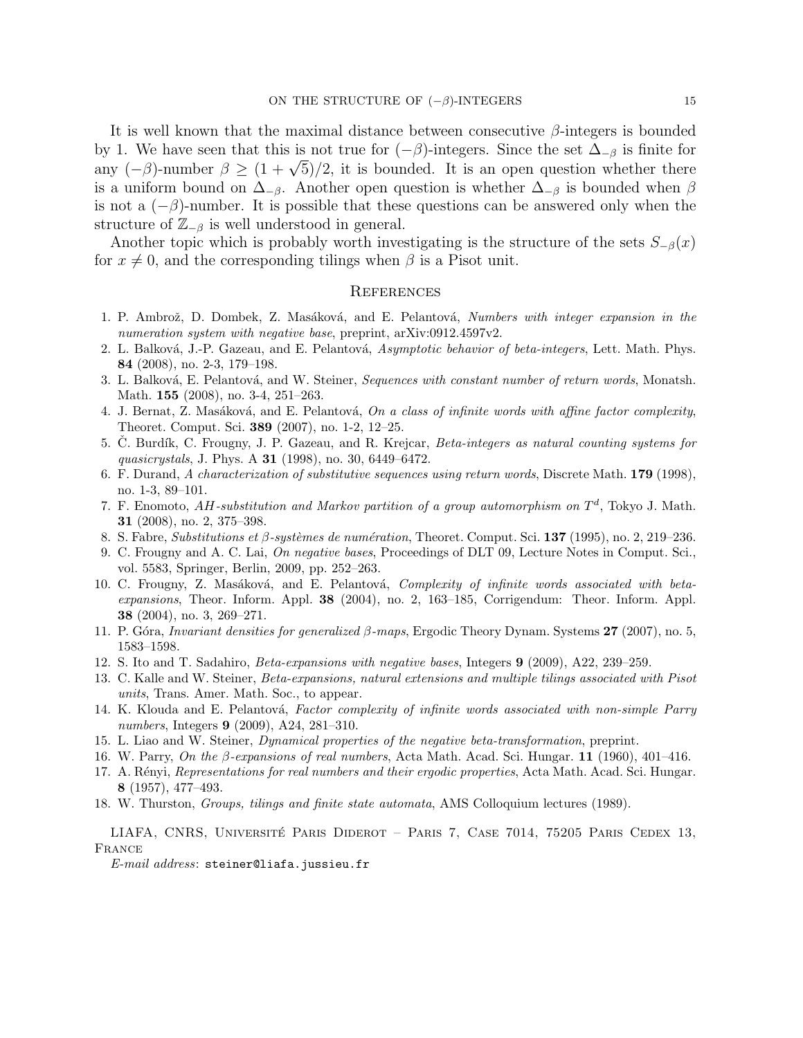It is well known that the maximal distance between consecutive $\beta$-integers is bounded by 1. We have seen that this is not true for $(-\beta)$-integers. Since the set $\Delta_{-\beta}$ is finite for any $(-\beta)$-number $\beta \geq (1+\sqrt{5})/2$, it is bounded. It is an open question whether there is a uniform bound on $\Delta_{-\beta}$. Another open question is whether $\Delta_{-\beta}$ is bounded when $\beta$ is not a $(-\beta)$-number. It is possible that these questions can be answered only when the structure of $\mathbb{Z}_{-\beta}$ is well understood in general.

Another topic which is probably worth investigating is the structure of the sets $S_{-\beta}(x)$ for $x \neq 0$, and the corresponding tilings when $\beta$ is a Pisot unit.

## References

1. P. Ambrož, D. Dombek, Z. Masáková, and E. Pelantová, *Numbers with integer expansion in the numeration system with negative base*, preprint, arXiv:0912.4597v2.
2. L. Balková, J.-P. Gazeau, and E. Pelantová, *Asymptotic behavior of beta-integers*, Lett. Math. Phys. **84** (2008), no. 2-3, 179–198.
3. L. Balková, E. Pelantová, and W. Steiner, *Sequences with constant number of return words*, Monatsh. Math. **155** (2008), no. 3-4, 251–263.
4. J. Bernat, Z. Masáková, and E. Pelantová, *On a class of infinite words with affine factor complexity*, Theoret. Comput. Sci. **389** (2007), no. 1-2, 12–25.
5. Č. Burdík, C. Frougny, J. P. Gazeau, and R. Krejcar, *Beta-integers as natural counting systems for quasicrystals*, J. Phys. A **31** (1998), no. 30, 6449–6472.
6. F. Durand, *A characterization of substitutive sequences using return words*, Discrete Math. **179** (1998), no. 1-3, 89–101.
7. F. Enomoto, *AH-substitution and Markov partition of a group automorphism on $T^d$*, Tokyo J. Math. **31** (2008), no. 2, 375–398.
8. S. Fabre, *Substitutions et $\beta$-systèmes de numération*, Theoret. Comput. Sci. **137** (1995), no. 2, 219–236.
9. C. Frougny and A. C. Lai, *On negative bases*, Proceedings of DLT 09, Lecture Notes in Comput. Sci., vol. 5583, Springer, Berlin, 2009, pp. 252–263.
10. C. Frougny, Z. Masáková, and E. Pelantová, *Complexity of infinite words associated with beta-expansions*, Theor. Inform. Appl. **38** (2004), no. 2, 163–185, Corrigendum: Theor. Inform. Appl. **38** (2004), no. 3, 269–271.
11. P. Góra, *Invariant densities for generalized $\beta$-maps*, Ergodic Theory Dynam. Systems **27** (2007), no. 5, 1583–1598.
12. S. Ito and T. Sadahiro, *Beta-expansions with negative bases*, Integers **9** (2009), A22, 239–259.
13. C. Kalle and W. Steiner, *Beta-expansions, natural extensions and multiple tilings associated with Pisot units*, Trans. Amer. Math. Soc., to appear.
14. K. Klouda and E. Pelantová, *Factor complexity of infinite words associated with non-simple Parry numbers*, Integers **9** (2009), A24, 281–310.
15. L. Liao and W. Steiner, *Dynamical properties of the negative beta-transformation*, preprint.
16. W. Parry, *On the $\beta$-expansions of real numbers*, Acta Math. Acad. Sci. Hungar. **11** (1960), 401–416.
17. A. Rényi, *Representations for real numbers and their ergodic properties*, Acta Math. Acad. Sci. Hungar. **8** (1957), 477–493.
18. W. Thurston, *Groups, tilings and finite state automata*, AMS Colloquium lectures (1989).

LIAFA, CNRS, Université Paris Diderot – Paris 7, Case 7014, 75205 Paris Cedex 13, France

*E-mail address*: steiner@liafa.jussieu.fr